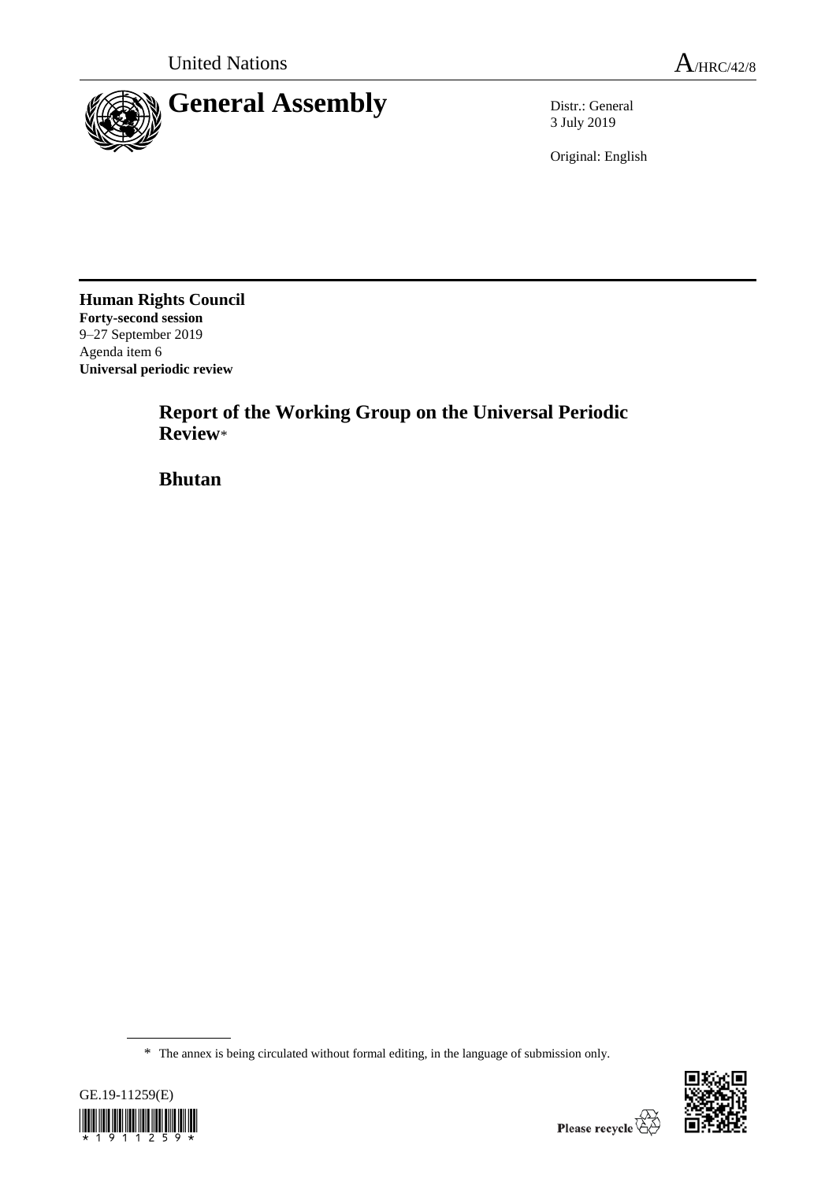United Nations

A/HRC/42/8

# General Assembly

Distr.: General
3 July 2019

Original: English

**Human Rights Council**
**Forty-second session**
9–27 September 2019
Agenda item 6
**Universal periodic review**

## Report of the Working Group on the Universal Periodic Review*

## Bhutan

\* The annex is being circulated without formal editing, in the language of submission only.

GE.19-11259(E)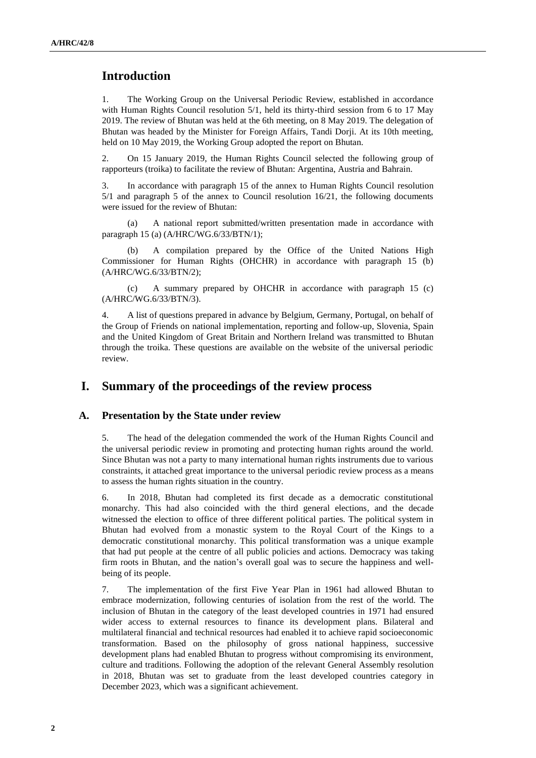# Introduction

1. The Working Group on the Universal Periodic Review, established in accordance with Human Rights Council resolution 5/1, held its thirty-third session from 6 to 17 May 2019. The review of Bhutan was held at the 6th meeting, on 8 May 2019. The delegation of Bhutan was headed by the Minister for Foreign Affairs, Tandi Dorji. At its 10th meeting, held on 10 May 2019, the Working Group adopted the report on Bhutan.

2. On 15 January 2019, the Human Rights Council selected the following group of rapporteurs (troika) to facilitate the review of Bhutan: Argentina, Austria and Bahrain.

3. In accordance with paragraph 15 of the annex to Human Rights Council resolution 5/1 and paragraph 5 of the annex to Council resolution 16/21, the following documents were issued for the review of Bhutan:

(a) A national report submitted/written presentation made in accordance with paragraph 15 (a) (A/HRC/WG.6/33/BTN/1);

(b) A compilation prepared by the Office of the United Nations High Commissioner for Human Rights (OHCHR) in accordance with paragraph 15 (b) (A/HRC/WG.6/33/BTN/2);

(c) A summary prepared by OHCHR in accordance with paragraph 15 (c) (A/HRC/WG.6/33/BTN/3).

4. A list of questions prepared in advance by Belgium, Germany, Portugal, on behalf of the Group of Friends on national implementation, reporting and follow-up, Slovenia, Spain and the United Kingdom of Great Britain and Northern Ireland was transmitted to Bhutan through the troika. These questions are available on the website of the universal periodic review.

# I. Summary of the proceedings of the review process

## A. Presentation by the State under review

5. The head of the delegation commended the work of the Human Rights Council and the universal periodic review in promoting and protecting human rights around the world. Since Bhutan was not a party to many international human rights instruments due to various constraints, it attached great importance to the universal periodic review process as a means to assess the human rights situation in the country.

6. In 2018, Bhutan had completed its first decade as a democratic constitutional monarchy. This had also coincided with the third general elections, and the decade witnessed the election to office of three different political parties. The political system in Bhutan had evolved from a monastic system to the Royal Court of the Kings to a democratic constitutional monarchy. This political transformation was a unique example that had put people at the centre of all public policies and actions. Democracy was taking firm roots in Bhutan, and the nation's overall goal was to secure the happiness and well-being of its people.

7. The implementation of the first Five Year Plan in 1961 had allowed Bhutan to embrace modernization, following centuries of isolation from the rest of the world. The inclusion of Bhutan in the category of the least developed countries in 1971 had ensured wider access to external resources to finance its development plans. Bilateral and multilateral financial and technical resources had enabled it to achieve rapid socioeconomic transformation. Based on the philosophy of gross national happiness, successive development plans had enabled Bhutan to progress without compromising its environment, culture and traditions. Following the adoption of the relevant General Assembly resolution in 2018, Bhutan was set to graduate from the least developed countries category in December 2023, which was a significant achievement.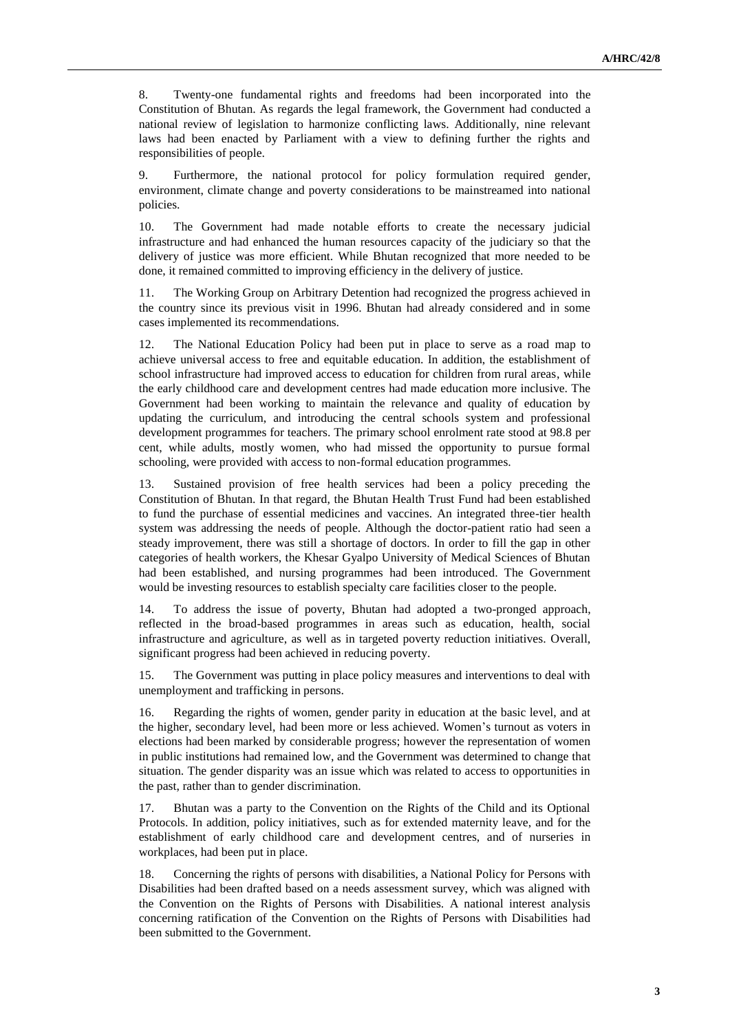8. Twenty-one fundamental rights and freedoms had been incorporated into the Constitution of Bhutan. As regards the legal framework, the Government had conducted a national review of legislation to harmonize conflicting laws. Additionally, nine relevant laws had been enacted by Parliament with a view to defining further the rights and responsibilities of people.

9. Furthermore, the national protocol for policy formulation required gender, environment, climate change and poverty considerations to be mainstreamed into national policies.

10. The Government had made notable efforts to create the necessary judicial infrastructure and had enhanced the human resources capacity of the judiciary so that the delivery of justice was more efficient. While Bhutan recognized that more needed to be done, it remained committed to improving efficiency in the delivery of justice.

11. The Working Group on Arbitrary Detention had recognized the progress achieved in the country since its previous visit in 1996. Bhutan had already considered and in some cases implemented its recommendations.

12. The National Education Policy had been put in place to serve as a road map to achieve universal access to free and equitable education. In addition, the establishment of school infrastructure had improved access to education for children from rural areas, while the early childhood care and development centres had made education more inclusive. The Government had been working to maintain the relevance and quality of education by updating the curriculum, and introducing the central schools system and professional development programmes for teachers. The primary school enrolment rate stood at 98.8 per cent, while adults, mostly women, who had missed the opportunity to pursue formal schooling, were provided with access to non-formal education programmes.

13. Sustained provision of free health services had been a policy preceding the Constitution of Bhutan. In that regard, the Bhutan Health Trust Fund had been established to fund the purchase of essential medicines and vaccines. An integrated three-tier health system was addressing the needs of people. Although the doctor-patient ratio had seen a steady improvement, there was still a shortage of doctors. In order to fill the gap in other categories of health workers, the Khesar Gyalpo University of Medical Sciences of Bhutan had been established, and nursing programmes had been introduced. The Government would be investing resources to establish specialty care facilities closer to the people.

14. To address the issue of poverty, Bhutan had adopted a two-pronged approach, reflected in the broad-based programmes in areas such as education, health, social infrastructure and agriculture, as well as in targeted poverty reduction initiatives. Overall, significant progress had been achieved in reducing poverty.

15. The Government was putting in place policy measures and interventions to deal with unemployment and trafficking in persons.

16. Regarding the rights of women, gender parity in education at the basic level, and at the higher, secondary level, had been more or less achieved. Women's turnout as voters in elections had been marked by considerable progress; however the representation of women in public institutions had remained low, and the Government was determined to change that situation. The gender disparity was an issue which was related to access to opportunities in the past, rather than to gender discrimination.

17. Bhutan was a party to the Convention on the Rights of the Child and its Optional Protocols. In addition, policy initiatives, such as for extended maternity leave, and for the establishment of early childhood care and development centres, and of nurseries in workplaces, had been put in place.

18. Concerning the rights of persons with disabilities, a National Policy for Persons with Disabilities had been drafted based on a needs assessment survey, which was aligned with the Convention on the Rights of Persons with Disabilities. A national interest analysis concerning ratification of the Convention on the Rights of Persons with Disabilities had been submitted to the Government.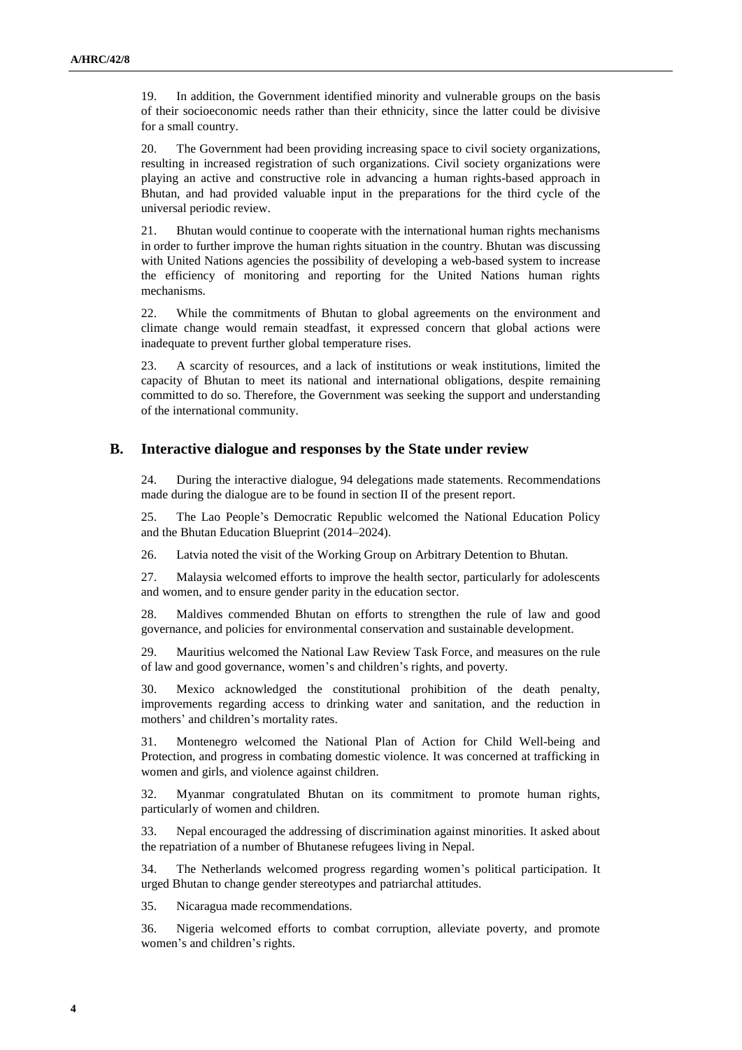19. In addition, the Government identified minority and vulnerable groups on the basis of their socioeconomic needs rather than their ethnicity, since the latter could be divisive for a small country.

20. The Government had been providing increasing space to civil society organizations, resulting in increased registration of such organizations. Civil society organizations were playing an active and constructive role in advancing a human rights-based approach in Bhutan, and had provided valuable input in the preparations for the third cycle of the universal periodic review.

21. Bhutan would continue to cooperate with the international human rights mechanisms in order to further improve the human rights situation in the country. Bhutan was discussing with United Nations agencies the possibility of developing a web-based system to increase the efficiency of monitoring and reporting for the United Nations human rights mechanisms.

22. While the commitments of Bhutan to global agreements on the environment and climate change would remain steadfast, it expressed concern that global actions were inadequate to prevent further global temperature rises.

23. A scarcity of resources, and a lack of institutions or weak institutions, limited the capacity of Bhutan to meet its national and international obligations, despite remaining committed to do so. Therefore, the Government was seeking the support and understanding of the international community.

## B. Interactive dialogue and responses by the State under review

24. During the interactive dialogue, 94 delegations made statements. Recommendations made during the dialogue are to be found in section II of the present report.

25. The Lao People's Democratic Republic welcomed the National Education Policy and the Bhutan Education Blueprint (2014–2024).

26. Latvia noted the visit of the Working Group on Arbitrary Detention to Bhutan.

27. Malaysia welcomed efforts to improve the health sector, particularly for adolescents and women, and to ensure gender parity in the education sector.

28. Maldives commended Bhutan on efforts to strengthen the rule of law and good governance, and policies for environmental conservation and sustainable development.

29. Mauritius welcomed the National Law Review Task Force, and measures on the rule of law and good governance, women's and children's rights, and poverty.

30. Mexico acknowledged the constitutional prohibition of the death penalty, improvements regarding access to drinking water and sanitation, and the reduction in mothers' and children's mortality rates.

31. Montenegro welcomed the National Plan of Action for Child Well-being and Protection, and progress in combating domestic violence. It was concerned at trafficking in women and girls, and violence against children.

32. Myanmar congratulated Bhutan on its commitment to promote human rights, particularly of women and children.

33. Nepal encouraged the addressing of discrimination against minorities. It asked about the repatriation of a number of Bhutanese refugees living in Nepal.

34. The Netherlands welcomed progress regarding women's political participation. It urged Bhutan to change gender stereotypes and patriarchal attitudes.

35. Nicaragua made recommendations.

36. Nigeria welcomed efforts to combat corruption, alleviate poverty, and promote women's and children's rights.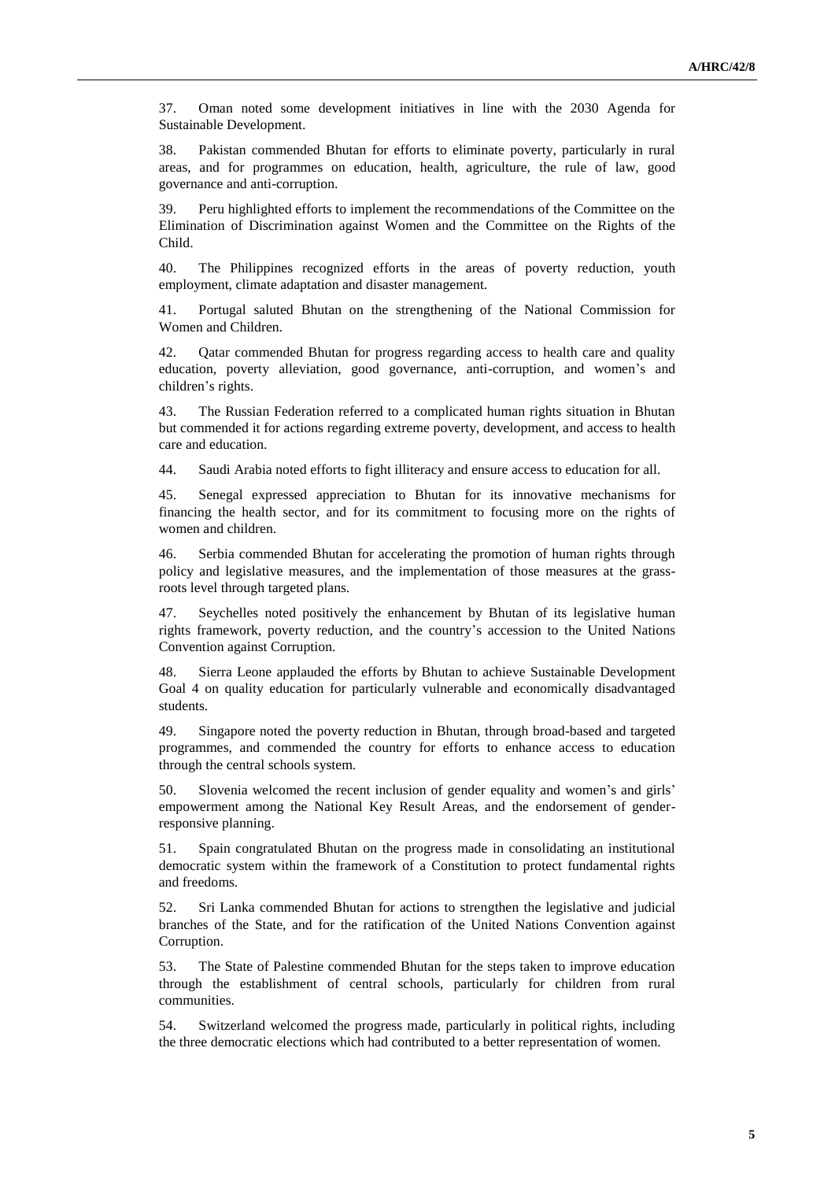37. Oman noted some development initiatives in line with the 2030 Agenda for Sustainable Development.

38. Pakistan commended Bhutan for efforts to eliminate poverty, particularly in rural areas, and for programmes on education, health, agriculture, the rule of law, good governance and anti-corruption.

39. Peru highlighted efforts to implement the recommendations of the Committee on the Elimination of Discrimination against Women and the Committee on the Rights of the Child.

40. The Philippines recognized efforts in the areas of poverty reduction, youth employment, climate adaptation and disaster management.

41. Portugal saluted Bhutan on the strengthening of the National Commission for Women and Children.

42. Qatar commended Bhutan for progress regarding access to health care and quality education, poverty alleviation, good governance, anti-corruption, and women's and children's rights.

43. The Russian Federation referred to a complicated human rights situation in Bhutan but commended it for actions regarding extreme poverty, development, and access to health care and education.

44. Saudi Arabia noted efforts to fight illiteracy and ensure access to education for all.

45. Senegal expressed appreciation to Bhutan for its innovative mechanisms for financing the health sector, and for its commitment to focusing more on the rights of women and children.

46. Serbia commended Bhutan for accelerating the promotion of human rights through policy and legislative measures, and the implementation of those measures at the grass-roots level through targeted plans.

47. Seychelles noted positively the enhancement by Bhutan of its legislative human rights framework, poverty reduction, and the country's accession to the United Nations Convention against Corruption.

48. Sierra Leone applauded the efforts by Bhutan to achieve Sustainable Development Goal 4 on quality education for particularly vulnerable and economically disadvantaged students.

49. Singapore noted the poverty reduction in Bhutan, through broad-based and targeted programmes, and commended the country for efforts to enhance access to education through the central schools system.

50. Slovenia welcomed the recent inclusion of gender equality and women's and girls' empowerment among the National Key Result Areas, and the endorsement of gender-responsive planning.

51. Spain congratulated Bhutan on the progress made in consolidating an institutional democratic system within the framework of a Constitution to protect fundamental rights and freedoms.

52. Sri Lanka commended Bhutan for actions to strengthen the legislative and judicial branches of the State, and for the ratification of the United Nations Convention against Corruption.

53. The State of Palestine commended Bhutan for the steps taken to improve education through the establishment of central schools, particularly for children from rural communities.

54. Switzerland welcomed the progress made, particularly in political rights, including the three democratic elections which had contributed to a better representation of women.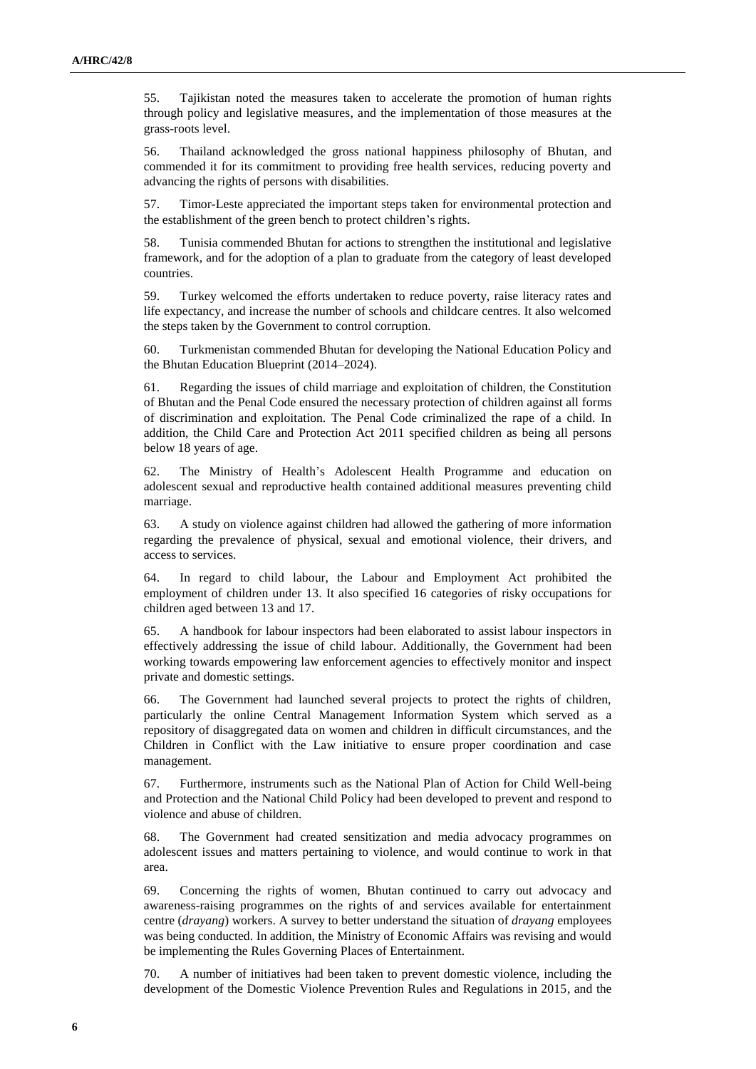55. Tajikistan noted the measures taken to accelerate the promotion of human rights through policy and legislative measures, and the implementation of those measures at the grass-roots level.

56. Thailand acknowledged the gross national happiness philosophy of Bhutan, and commended it for its commitment to providing free health services, reducing poverty and advancing the rights of persons with disabilities.

57. Timor-Leste appreciated the important steps taken for environmental protection and the establishment of the green bench to protect children's rights.

58. Tunisia commended Bhutan for actions to strengthen the institutional and legislative framework, and for the adoption of a plan to graduate from the category of least developed countries.

59. Turkey welcomed the efforts undertaken to reduce poverty, raise literacy rates and life expectancy, and increase the number of schools and childcare centres. It also welcomed the steps taken by the Government to control corruption.

60. Turkmenistan commended Bhutan for developing the National Education Policy and the Bhutan Education Blueprint (2014–2024).

61. Regarding the issues of child marriage and exploitation of children, the Constitution of Bhutan and the Penal Code ensured the necessary protection of children against all forms of discrimination and exploitation. The Penal Code criminalized the rape of a child. In addition, the Child Care and Protection Act 2011 specified children as being all persons below 18 years of age.

62. The Ministry of Health's Adolescent Health Programme and education on adolescent sexual and reproductive health contained additional measures preventing child marriage.

63. A study on violence against children had allowed the gathering of more information regarding the prevalence of physical, sexual and emotional violence, their drivers, and access to services.

64. In regard to child labour, the Labour and Employment Act prohibited the employment of children under 13. It also specified 16 categories of risky occupations for children aged between 13 and 17.

65. A handbook for labour inspectors had been elaborated to assist labour inspectors in effectively addressing the issue of child labour. Additionally, the Government had been working towards empowering law enforcement agencies to effectively monitor and inspect private and domestic settings.

66. The Government had launched several projects to protect the rights of children, particularly the online Central Management Information System which served as a repository of disaggregated data on women and children in difficult circumstances, and the Children in Conflict with the Law initiative to ensure proper coordination and case management.

67. Furthermore, instruments such as the National Plan of Action for Child Well-being and Protection and the National Child Policy had been developed to prevent and respond to violence and abuse of children.

68. The Government had created sensitization and media advocacy programmes on adolescent issues and matters pertaining to violence, and would continue to work in that area.

69. Concerning the rights of women, Bhutan continued to carry out advocacy and awareness-raising programmes on the rights of and services available for entertainment centre (*drayang*) workers. A survey to better understand the situation of *drayang* employees was being conducted. In addition, the Ministry of Economic Affairs was revising and would be implementing the Rules Governing Places of Entertainment.

70. A number of initiatives had been taken to prevent domestic violence, including the development of the Domestic Violence Prevention Rules and Regulations in 2015, and the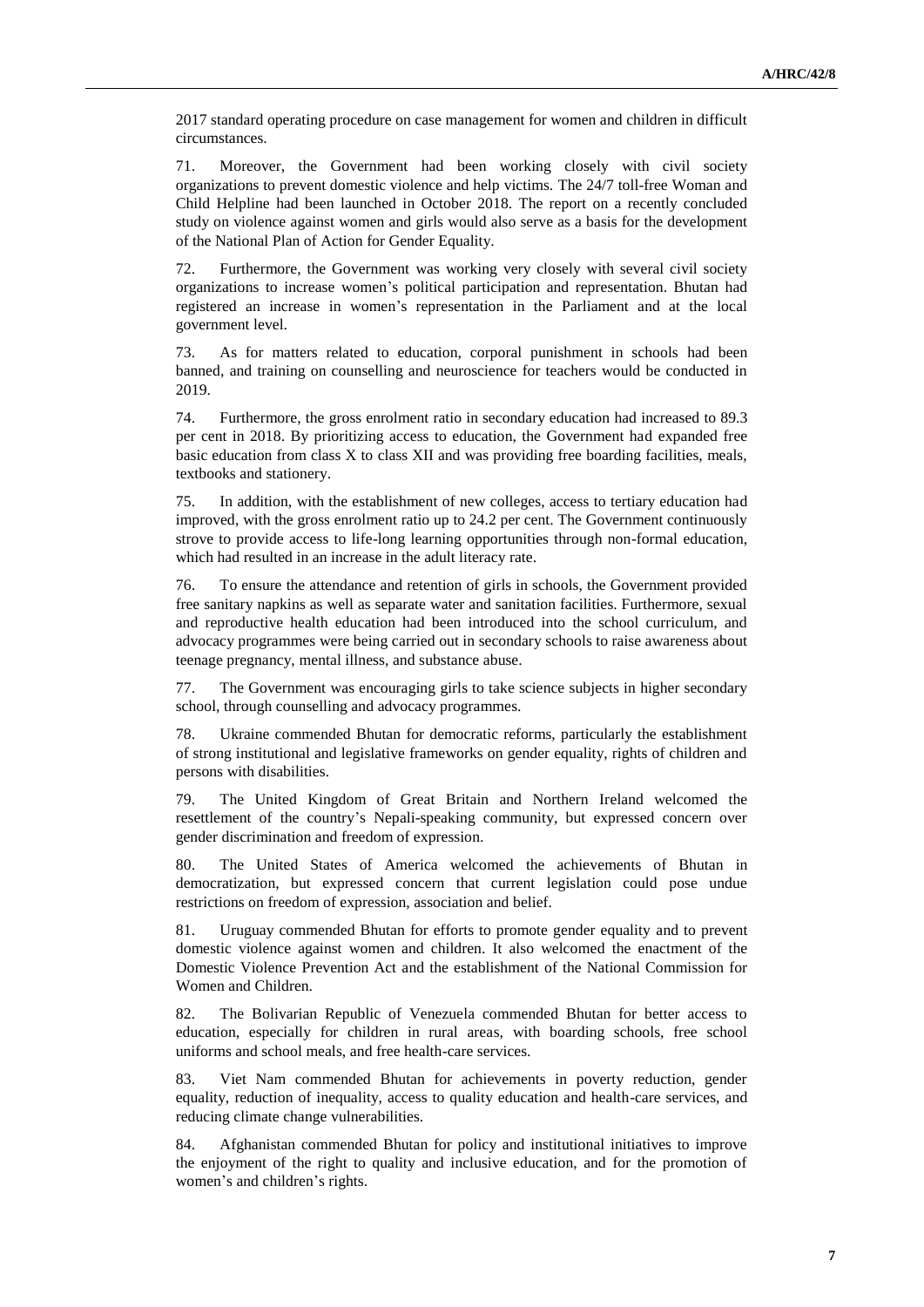2017 standard operating procedure on case management for women and children in difficult circumstances.

71. Moreover, the Government had been working closely with civil society organizations to prevent domestic violence and help victims. The 24/7 toll-free Woman and Child Helpline had been launched in October 2018. The report on a recently concluded study on violence against women and girls would also serve as a basis for the development of the National Plan of Action for Gender Equality.

72. Furthermore, the Government was working very closely with several civil society organizations to increase women's political participation and representation. Bhutan had registered an increase in women's representation in the Parliament and at the local government level.

73. As for matters related to education, corporal punishment in schools had been banned, and training on counselling and neuroscience for teachers would be conducted in 2019.

74. Furthermore, the gross enrolment ratio in secondary education had increased to 89.3 per cent in 2018. By prioritizing access to education, the Government had expanded free basic education from class X to class XII and was providing free boarding facilities, meals, textbooks and stationery.

75. In addition, with the establishment of new colleges, access to tertiary education had improved, with the gross enrolment ratio up to 24.2 per cent. The Government continuously strove to provide access to life-long learning opportunities through non-formal education, which had resulted in an increase in the adult literacy rate.

76. To ensure the attendance and retention of girls in schools, the Government provided free sanitary napkins as well as separate water and sanitation facilities. Furthermore, sexual and reproductive health education had been introduced into the school curriculum, and advocacy programmes were being carried out in secondary schools to raise awareness about teenage pregnancy, mental illness, and substance abuse.

77. The Government was encouraging girls to take science subjects in higher secondary school, through counselling and advocacy programmes.

78. Ukraine commended Bhutan for democratic reforms, particularly the establishment of strong institutional and legislative frameworks on gender equality, rights of children and persons with disabilities.

79. The United Kingdom of Great Britain and Northern Ireland welcomed the resettlement of the country's Nepali-speaking community, but expressed concern over gender discrimination and freedom of expression.

80. The United States of America welcomed the achievements of Bhutan in democratization, but expressed concern that current legislation could pose undue restrictions on freedom of expression, association and belief.

81. Uruguay commended Bhutan for efforts to promote gender equality and to prevent domestic violence against women and children. It also welcomed the enactment of the Domestic Violence Prevention Act and the establishment of the National Commission for Women and Children.

82. The Bolivarian Republic of Venezuela commended Bhutan for better access to education, especially for children in rural areas, with boarding schools, free school uniforms and school meals, and free health-care services.

83. Viet Nam commended Bhutan for achievements in poverty reduction, gender equality, reduction of inequality, access to quality education and health-care services, and reducing climate change vulnerabilities.

84. Afghanistan commended Bhutan for policy and institutional initiatives to improve the enjoyment of the right to quality and inclusive education, and for the promotion of women's and children's rights.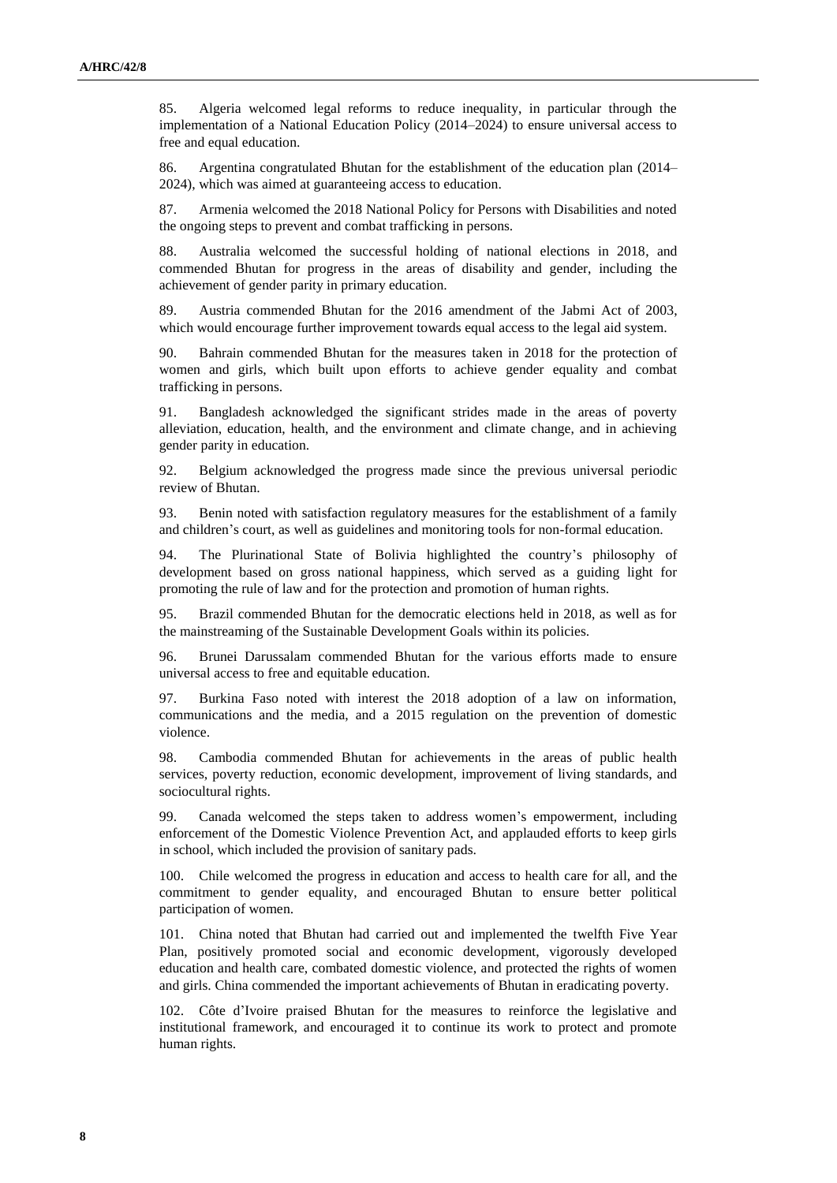85. Algeria welcomed legal reforms to reduce inequality, in particular through the implementation of a National Education Policy (2014–2024) to ensure universal access to free and equal education.

86. Argentina congratulated Bhutan for the establishment of the education plan (2014–2024), which was aimed at guaranteeing access to education.

87. Armenia welcomed the 2018 National Policy for Persons with Disabilities and noted the ongoing steps to prevent and combat trafficking in persons.

88. Australia welcomed the successful holding of national elections in 2018, and commended Bhutan for progress in the areas of disability and gender, including the achievement of gender parity in primary education.

89. Austria commended Bhutan for the 2016 amendment of the Jabmi Act of 2003, which would encourage further improvement towards equal access to the legal aid system.

90. Bahrain commended Bhutan for the measures taken in 2018 for the protection of women and girls, which built upon efforts to achieve gender equality and combat trafficking in persons.

91. Bangladesh acknowledged the significant strides made in the areas of poverty alleviation, education, health, and the environment and climate change, and in achieving gender parity in education.

92. Belgium acknowledged the progress made since the previous universal periodic review of Bhutan.

93. Benin noted with satisfaction regulatory measures for the establishment of a family and children's court, as well as guidelines and monitoring tools for non-formal education.

94. The Plurinational State of Bolivia highlighted the country's philosophy of development based on gross national happiness, which served as a guiding light for promoting the rule of law and for the protection and promotion of human rights.

95. Brazil commended Bhutan for the democratic elections held in 2018, as well as for the mainstreaming of the Sustainable Development Goals within its policies.

96. Brunei Darussalam commended Bhutan for the various efforts made to ensure universal access to free and equitable education.

97. Burkina Faso noted with interest the 2018 adoption of a law on information, communications and the media, and a 2015 regulation on the prevention of domestic violence.

98. Cambodia commended Bhutan for achievements in the areas of public health services, poverty reduction, economic development, improvement of living standards, and sociocultural rights.

99. Canada welcomed the steps taken to address women's empowerment, including enforcement of the Domestic Violence Prevention Act, and applauded efforts to keep girls in school, which included the provision of sanitary pads.

100. Chile welcomed the progress in education and access to health care for all, and the commitment to gender equality, and encouraged Bhutan to ensure better political participation of women.

101. China noted that Bhutan had carried out and implemented the twelfth Five Year Plan, positively promoted social and economic development, vigorously developed education and health care, combated domestic violence, and protected the rights of women and girls. China commended the important achievements of Bhutan in eradicating poverty.

102. Côte d'Ivoire praised Bhutan for the measures to reinforce the legislative and institutional framework, and encouraged it to continue its work to protect and promote human rights.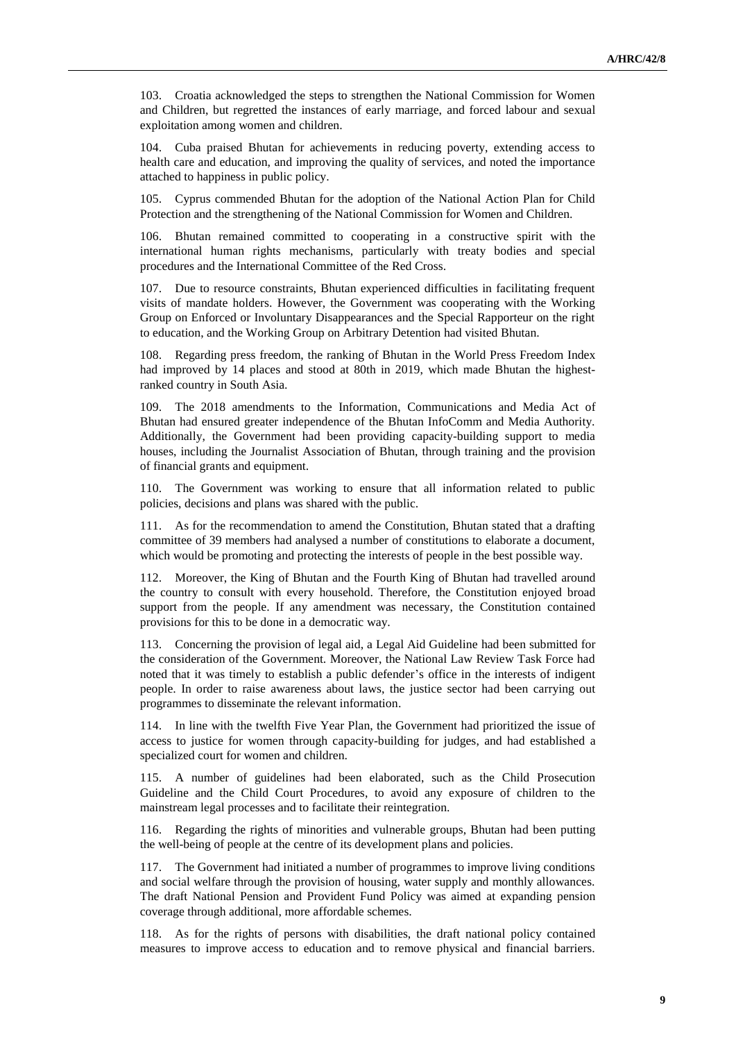103. Croatia acknowledged the steps to strengthen the National Commission for Women and Children, but regretted the instances of early marriage, and forced labour and sexual exploitation among women and children.

104. Cuba praised Bhutan for achievements in reducing poverty, extending access to health care and education, and improving the quality of services, and noted the importance attached to happiness in public policy.

105. Cyprus commended Bhutan for the adoption of the National Action Plan for Child Protection and the strengthening of the National Commission for Women and Children.

106. Bhutan remained committed to cooperating in a constructive spirit with the international human rights mechanisms, particularly with treaty bodies and special procedures and the International Committee of the Red Cross.

107. Due to resource constraints, Bhutan experienced difficulties in facilitating frequent visits of mandate holders. However, the Government was cooperating with the Working Group on Enforced or Involuntary Disappearances and the Special Rapporteur on the right to education, and the Working Group on Arbitrary Detention had visited Bhutan.

108. Regarding press freedom, the ranking of Bhutan in the World Press Freedom Index had improved by 14 places and stood at 80th in 2019, which made Bhutan the highest-ranked country in South Asia.

109. The 2018 amendments to the Information, Communications and Media Act of Bhutan had ensured greater independence of the Bhutan InfoComm and Media Authority. Additionally, the Government had been providing capacity-building support to media houses, including the Journalist Association of Bhutan, through training and the provision of financial grants and equipment.

110. The Government was working to ensure that all information related to public policies, decisions and plans was shared with the public.

111. As for the recommendation to amend the Constitution, Bhutan stated that a drafting committee of 39 members had analysed a number of constitutions to elaborate a document, which would be promoting and protecting the interests of people in the best possible way.

112. Moreover, the King of Bhutan and the Fourth King of Bhutan had travelled around the country to consult with every household. Therefore, the Constitution enjoyed broad support from the people. If any amendment was necessary, the Constitution contained provisions for this to be done in a democratic way.

113. Concerning the provision of legal aid, a Legal Aid Guideline had been submitted for the consideration of the Government. Moreover, the National Law Review Task Force had noted that it was timely to establish a public defender's office in the interests of indigent people. In order to raise awareness about laws, the justice sector had been carrying out programmes to disseminate the relevant information.

114. In line with the twelfth Five Year Plan, the Government had prioritized the issue of access to justice for women through capacity-building for judges, and had established a specialized court for women and children.

115. A number of guidelines had been elaborated, such as the Child Prosecution Guideline and the Child Court Procedures, to avoid any exposure of children to the mainstream legal processes and to facilitate their reintegration.

116. Regarding the rights of minorities and vulnerable groups, Bhutan had been putting the well-being of people at the centre of its development plans and policies.

117. The Government had initiated a number of programmes to improve living conditions and social welfare through the provision of housing, water supply and monthly allowances. The draft National Pension and Provident Fund Policy was aimed at expanding pension coverage through additional, more affordable schemes.

118. As for the rights of persons with disabilities, the draft national policy contained measures to improve access to education and to remove physical and financial barriers.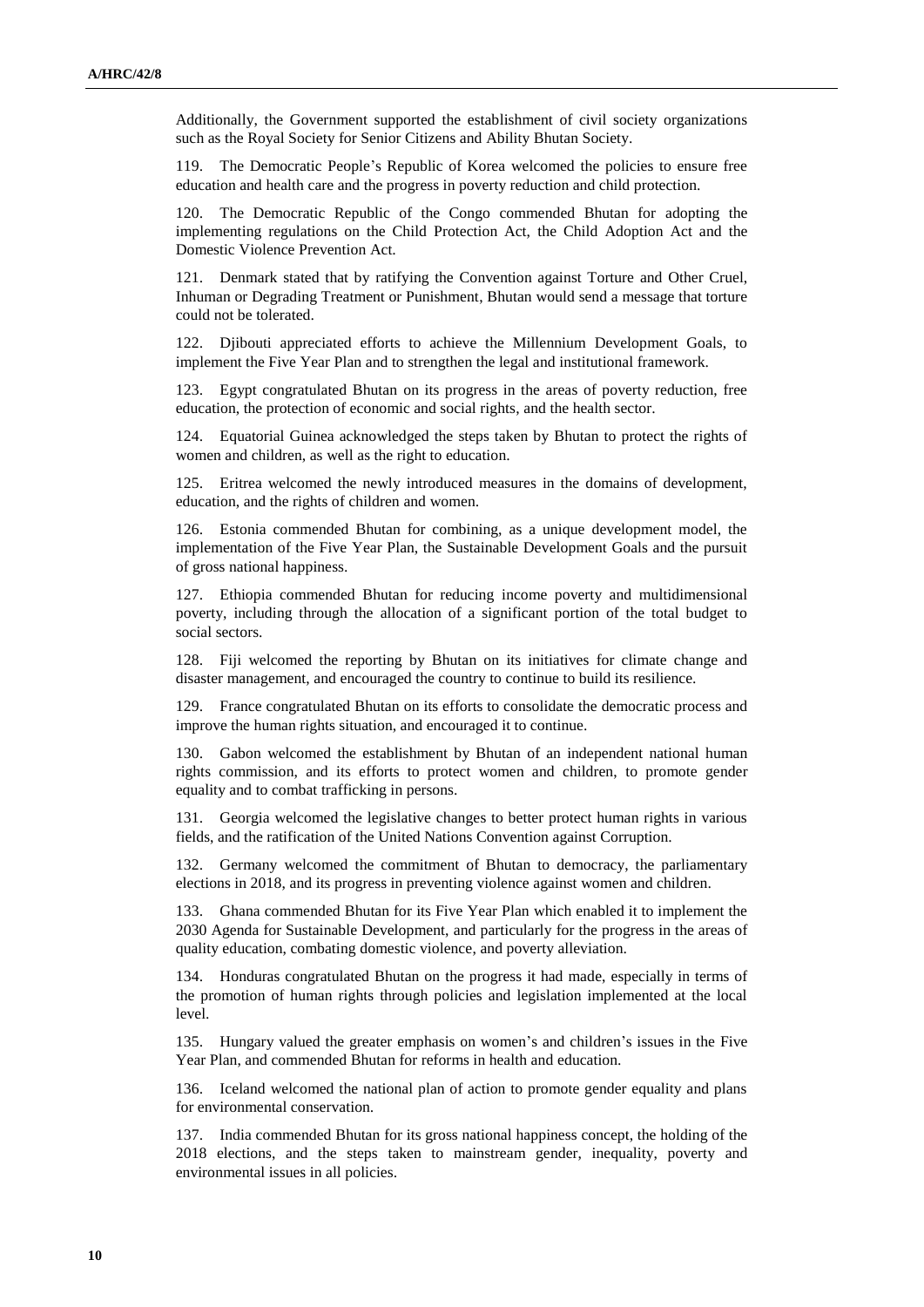Additionally, the Government supported the establishment of civil society organizations such as the Royal Society for Senior Citizens and Ability Bhutan Society.

119. The Democratic People's Republic of Korea welcomed the policies to ensure free education and health care and the progress in poverty reduction and child protection.

120. The Democratic Republic of the Congo commended Bhutan for adopting the implementing regulations on the Child Protection Act, the Child Adoption Act and the Domestic Violence Prevention Act.

121. Denmark stated that by ratifying the Convention against Torture and Other Cruel, Inhuman or Degrading Treatment or Punishment, Bhutan would send a message that torture could not be tolerated.

122. Djibouti appreciated efforts to achieve the Millennium Development Goals, to implement the Five Year Plan and to strengthen the legal and institutional framework.

123. Egypt congratulated Bhutan on its progress in the areas of poverty reduction, free education, the protection of economic and social rights, and the health sector.

124. Equatorial Guinea acknowledged the steps taken by Bhutan to protect the rights of women and children, as well as the right to education.

125. Eritrea welcomed the newly introduced measures in the domains of development, education, and the rights of children and women.

126. Estonia commended Bhutan for combining, as a unique development model, the implementation of the Five Year Plan, the Sustainable Development Goals and the pursuit of gross national happiness.

127. Ethiopia commended Bhutan for reducing income poverty and multidimensional poverty, including through the allocation of a significant portion of the total budget to social sectors.

128. Fiji welcomed the reporting by Bhutan on its initiatives for climate change and disaster management, and encouraged the country to continue to build its resilience.

129. France congratulated Bhutan on its efforts to consolidate the democratic process and improve the human rights situation, and encouraged it to continue.

130. Gabon welcomed the establishment by Bhutan of an independent national human rights commission, and its efforts to protect women and children, to promote gender equality and to combat trafficking in persons.

131. Georgia welcomed the legislative changes to better protect human rights in various fields, and the ratification of the United Nations Convention against Corruption.

132. Germany welcomed the commitment of Bhutan to democracy, the parliamentary elections in 2018, and its progress in preventing violence against women and children.

133. Ghana commended Bhutan for its Five Year Plan which enabled it to implement the 2030 Agenda for Sustainable Development, and particularly for the progress in the areas of quality education, combating domestic violence, and poverty alleviation.

134. Honduras congratulated Bhutan on the progress it had made, especially in terms of the promotion of human rights through policies and legislation implemented at the local level.

135. Hungary valued the greater emphasis on women's and children's issues in the Five Year Plan, and commended Bhutan for reforms in health and education.

136. Iceland welcomed the national plan of action to promote gender equality and plans for environmental conservation.

137. India commended Bhutan for its gross national happiness concept, the holding of the 2018 elections, and the steps taken to mainstream gender, inequality, poverty and environmental issues in all policies.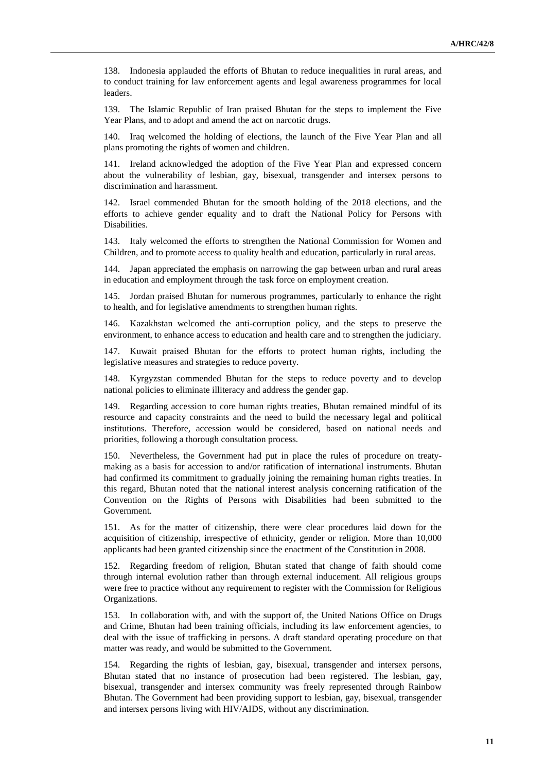138. Indonesia applauded the efforts of Bhutan to reduce inequalities in rural areas, and to conduct training for law enforcement agents and legal awareness programmes for local leaders.

139. The Islamic Republic of Iran praised Bhutan for the steps to implement the Five Year Plans, and to adopt and amend the act on narcotic drugs.

140. Iraq welcomed the holding of elections, the launch of the Five Year Plan and all plans promoting the rights of women and children.

141. Ireland acknowledged the adoption of the Five Year Plan and expressed concern about the vulnerability of lesbian, gay, bisexual, transgender and intersex persons to discrimination and harassment.

142. Israel commended Bhutan for the smooth holding of the 2018 elections, and the efforts to achieve gender equality and to draft the National Policy for Persons with Disabilities.

143. Italy welcomed the efforts to strengthen the National Commission for Women and Children, and to promote access to quality health and education, particularly in rural areas.

144. Japan appreciated the emphasis on narrowing the gap between urban and rural areas in education and employment through the task force on employment creation.

145. Jordan praised Bhutan for numerous programmes, particularly to enhance the right to health, and for legislative amendments to strengthen human rights.

146. Kazakhstan welcomed the anti-corruption policy, and the steps to preserve the environment, to enhance access to education and health care and to strengthen the judiciary.

147. Kuwait praised Bhutan for the efforts to protect human rights, including the legislative measures and strategies to reduce poverty.

148. Kyrgyzstan commended Bhutan for the steps to reduce poverty and to develop national policies to eliminate illiteracy and address the gender gap.

149. Regarding accession to core human rights treaties, Bhutan remained mindful of its resource and capacity constraints and the need to build the necessary legal and political institutions. Therefore, accession would be considered, based on national needs and priorities, following a thorough consultation process.

150. Nevertheless, the Government had put in place the rules of procedure on treaty-making as a basis for accession to and/or ratification of international instruments. Bhutan had confirmed its commitment to gradually joining the remaining human rights treaties. In this regard, Bhutan noted that the national interest analysis concerning ratification of the Convention on the Rights of Persons with Disabilities had been submitted to the Government.

151. As for the matter of citizenship, there were clear procedures laid down for the acquisition of citizenship, irrespective of ethnicity, gender or religion. More than 10,000 applicants had been granted citizenship since the enactment of the Constitution in 2008.

152. Regarding freedom of religion, Bhutan stated that change of faith should come through internal evolution rather than through external inducement. All religious groups were free to practice without any requirement to register with the Commission for Religious Organizations.

153. In collaboration with, and with the support of, the United Nations Office on Drugs and Crime, Bhutan had been training officials, including its law enforcement agencies, to deal with the issue of trafficking in persons. A draft standard operating procedure on that matter was ready, and would be submitted to the Government.

154. Regarding the rights of lesbian, gay, bisexual, transgender and intersex persons, Bhutan stated that no instance of prosecution had been registered. The lesbian, gay, bisexual, transgender and intersex community was freely represented through Rainbow Bhutan. The Government had been providing support to lesbian, gay, bisexual, transgender and intersex persons living with HIV/AIDS, without any discrimination.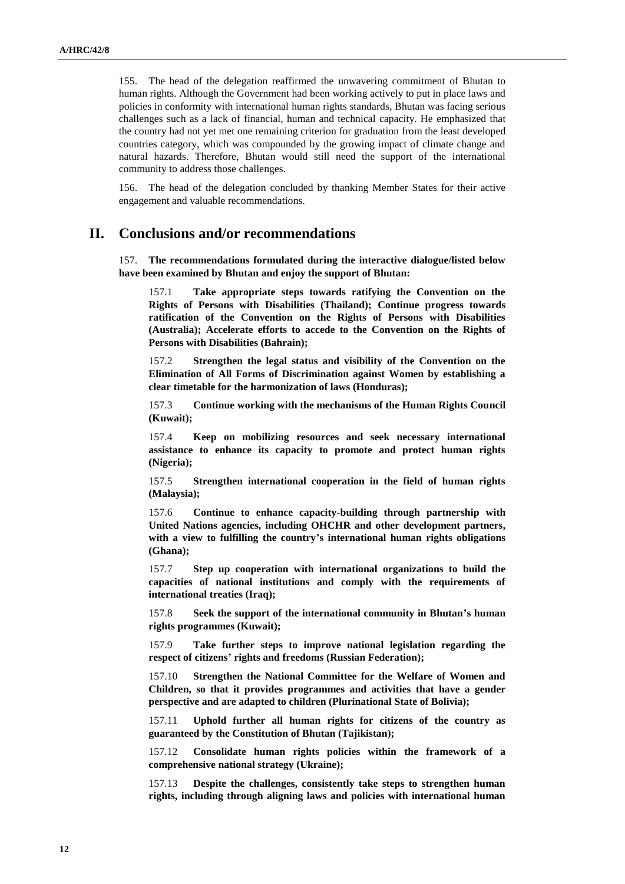155. The head of the delegation reaffirmed the unwavering commitment of Bhutan to human rights. Although the Government had been working actively to put in place laws and policies in conformity with international human rights standards, Bhutan was facing serious challenges such as a lack of financial, human and technical capacity. He emphasized that the country had not yet met one remaining criterion for graduation from the least developed countries category, which was compounded by the growing impact of climate change and natural hazards. Therefore, Bhutan would still need the support of the international community to address those challenges.

156. The head of the delegation concluded by thanking Member States for their active engagement and valuable recommendations.

## II. Conclusions and/or recommendations

157. **The recommendations formulated during the interactive dialogue/listed below have been examined by Bhutan and enjoy the support of Bhutan:**

157.1 **Take appropriate steps towards ratifying the Convention on the Rights of Persons with Disabilities (Thailand); Continue progress towards ratification of the Convention on the Rights of Persons with Disabilities (Australia); Accelerate efforts to accede to the Convention on the Rights of Persons with Disabilities (Bahrain);**

157.2 **Strengthen the legal status and visibility of the Convention on the Elimination of All Forms of Discrimination against Women by establishing a clear timetable for the harmonization of laws (Honduras);**

157.3 **Continue working with the mechanisms of the Human Rights Council (Kuwait);**

157.4 **Keep on mobilizing resources and seek necessary international assistance to enhance its capacity to promote and protect human rights (Nigeria);**

157.5 **Strengthen international cooperation in the field of human rights (Malaysia);**

157.6 **Continue to enhance capacity-building through partnership with United Nations agencies, including OHCHR and other development partners, with a view to fulfilling the country's international human rights obligations (Ghana);**

157.7 **Step up cooperation with international organizations to build the capacities of national institutions and comply with the requirements of international treaties (Iraq);**

157.8 **Seek the support of the international community in Bhutan's human rights programmes (Kuwait);**

157.9 **Take further steps to improve national legislation regarding the respect of citizens' rights and freedoms (Russian Federation);**

157.10 **Strengthen the National Committee for the Welfare of Women and Children, so that it provides programmes and activities that have a gender perspective and are adapted to children (Plurinational State of Bolivia);**

157.11 **Uphold further all human rights for citizens of the country as guaranteed by the Constitution of Bhutan (Tajikistan);**

157.12 **Consolidate human rights policies within the framework of a comprehensive national strategy (Ukraine);**

157.13 **Despite the challenges, consistently take steps to strengthen human rights, including through aligning laws and policies with international human**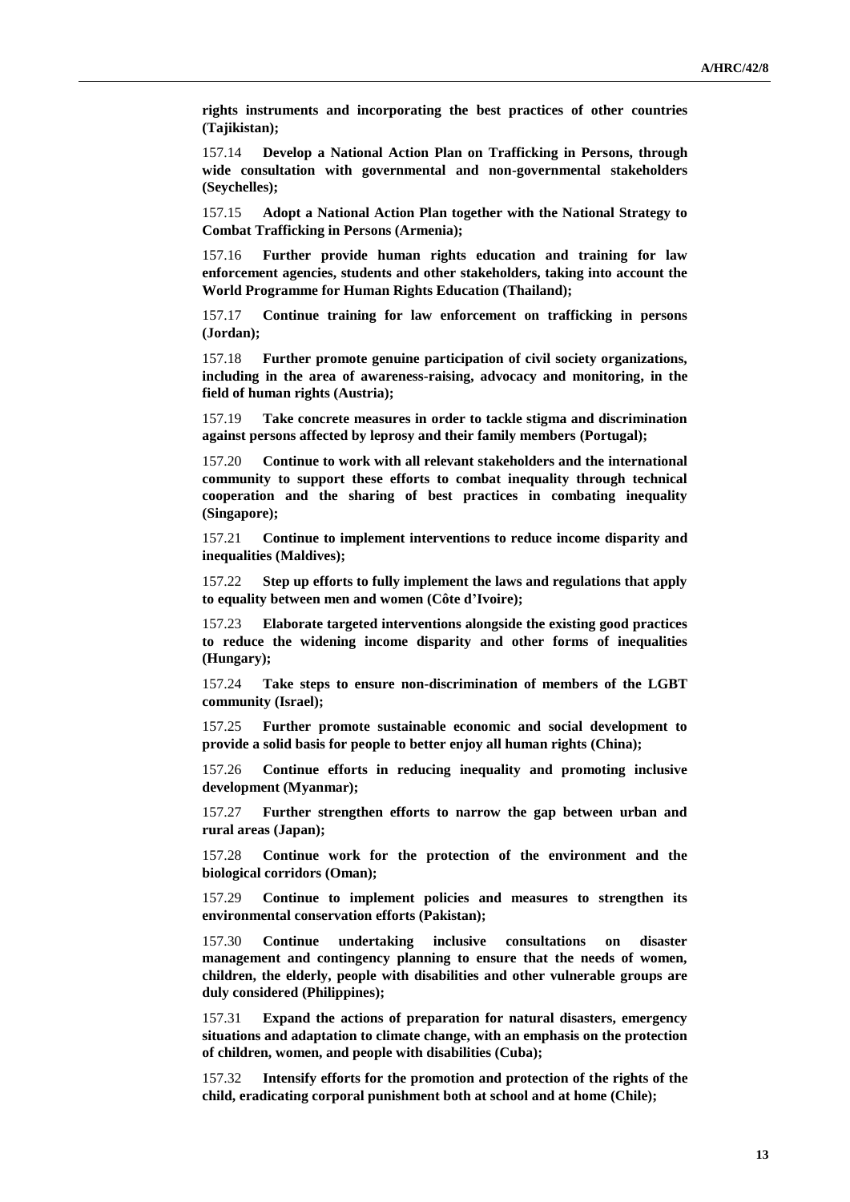**rights instruments and incorporating the best practices of other countries (Tajikistan);**

157.14 **Develop a National Action Plan on Trafficking in Persons, through wide consultation with governmental and non-governmental stakeholders (Seychelles);**

157.15 **Adopt a National Action Plan together with the National Strategy to Combat Trafficking in Persons (Armenia);**

157.16 **Further provide human rights education and training for law enforcement agencies, students and other stakeholders, taking into account the World Programme for Human Rights Education (Thailand);**

157.17 **Continue training for law enforcement on trafficking in persons (Jordan);**

157.18 **Further promote genuine participation of civil society organizations, including in the area of awareness-raising, advocacy and monitoring, in the field of human rights (Austria);**

157.19 **Take concrete measures in order to tackle stigma and discrimination against persons affected by leprosy and their family members (Portugal);**

157.20 **Continue to work with all relevant stakeholders and the international community to support these efforts to combat inequality through technical cooperation and the sharing of best practices in combating inequality (Singapore);**

157.21 **Continue to implement interventions to reduce income disparity and inequalities (Maldives);**

157.22 **Step up efforts to fully implement the laws and regulations that apply to equality between men and women (Côte d'Ivoire);**

157.23 **Elaborate targeted interventions alongside the existing good practices to reduce the widening income disparity and other forms of inequalities (Hungary);**

157.24 **Take steps to ensure non-discrimination of members of the LGBT community (Israel);**

157.25 **Further promote sustainable economic and social development to provide a solid basis for people to better enjoy all human rights (China);**

157.26 **Continue efforts in reducing inequality and promoting inclusive development (Myanmar);**

157.27 **Further strengthen efforts to narrow the gap between urban and rural areas (Japan);**

157.28 **Continue work for the protection of the environment and the biological corridors (Oman);**

157.29 **Continue to implement policies and measures to strengthen its environmental conservation efforts (Pakistan);**

157.30 **Continue undertaking inclusive consultations on disaster management and contingency planning to ensure that the needs of women, children, the elderly, people with disabilities and other vulnerable groups are duly considered (Philippines);**

157.31 **Expand the actions of preparation for natural disasters, emergency situations and adaptation to climate change, with an emphasis on the protection of children, women, and people with disabilities (Cuba);**

157.32 **Intensify efforts for the promotion and protection of the rights of the child, eradicating corporal punishment both at school and at home (Chile);**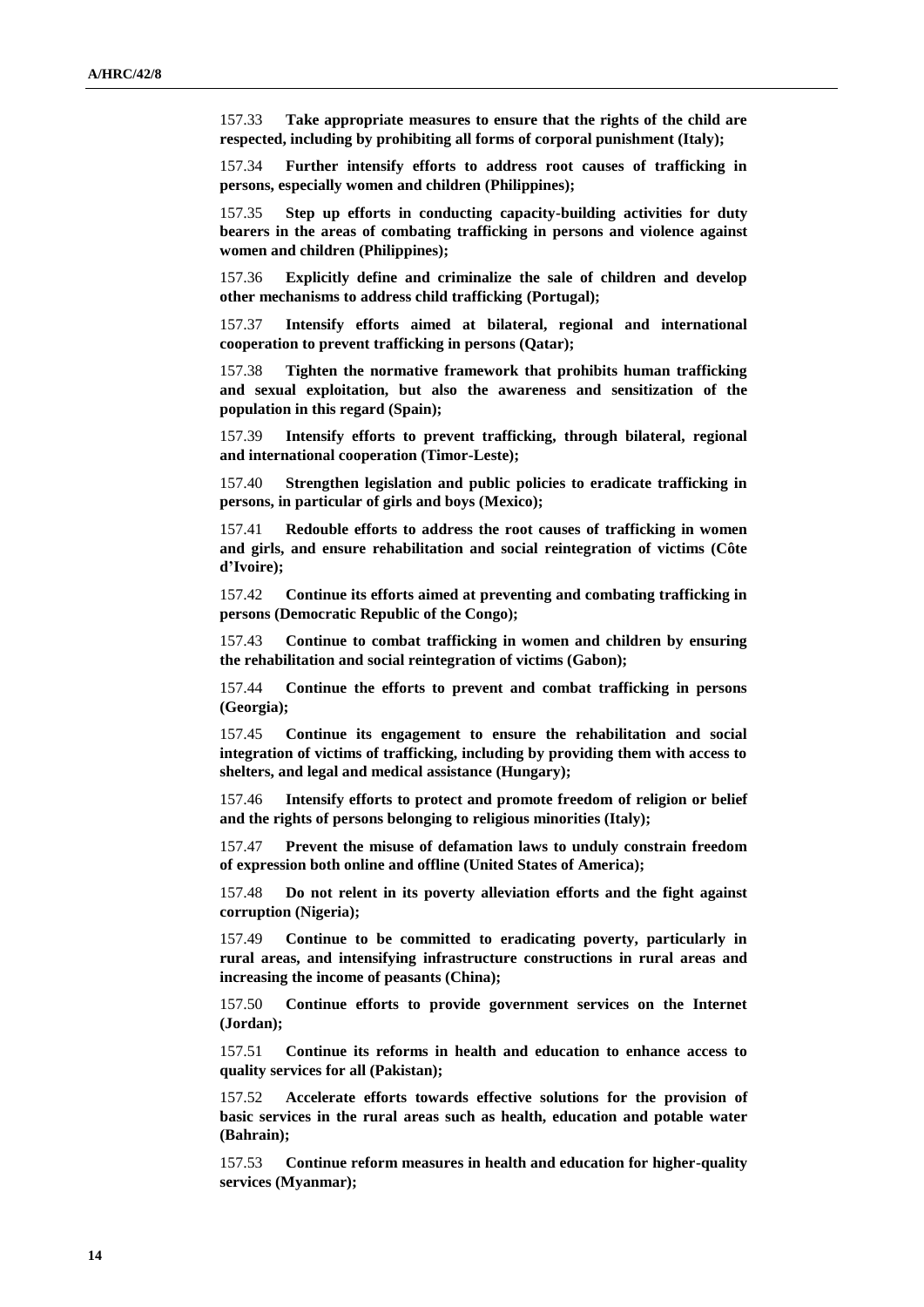157.33 **Take appropriate measures to ensure that the rights of the child are respected, including by prohibiting all forms of corporal punishment (Italy);**

157.34 **Further intensify efforts to address root causes of trafficking in persons, especially women and children (Philippines);**

157.35 **Step up efforts in conducting capacity-building activities for duty bearers in the areas of combating trafficking in persons and violence against women and children (Philippines);**

157.36 **Explicitly define and criminalize the sale of children and develop other mechanisms to address child trafficking (Portugal);**

157.37 **Intensify efforts aimed at bilateral, regional and international cooperation to prevent trafficking in persons (Qatar);**

157.38 **Tighten the normative framework that prohibits human trafficking and sexual exploitation, but also the awareness and sensitization of the population in this regard (Spain);**

157.39 **Intensify efforts to prevent trafficking, through bilateral, regional and international cooperation (Timor-Leste);**

157.40 **Strengthen legislation and public policies to eradicate trafficking in persons, in particular of girls and boys (Mexico);**

157.41 **Redouble efforts to address the root causes of trafficking in women and girls, and ensure rehabilitation and social reintegration of victims (Côte d'Ivoire);**

157.42 **Continue its efforts aimed at preventing and combating trafficking in persons (Democratic Republic of the Congo);**

157.43 **Continue to combat trafficking in women and children by ensuring the rehabilitation and social reintegration of victims (Gabon);**

157.44 **Continue the efforts to prevent and combat trafficking in persons (Georgia);**

157.45 **Continue its engagement to ensure the rehabilitation and social integration of victims of trafficking, including by providing them with access to shelters, and legal and medical assistance (Hungary);**

157.46 **Intensify efforts to protect and promote freedom of religion or belief and the rights of persons belonging to religious minorities (Italy);**

157.47 **Prevent the misuse of defamation laws to unduly constrain freedom of expression both online and offline (United States of America);**

157.48 **Do not relent in its poverty alleviation efforts and the fight against corruption (Nigeria);**

157.49 **Continue to be committed to eradicating poverty, particularly in rural areas, and intensifying infrastructure constructions in rural areas and increasing the income of peasants (China);**

157.50 **Continue efforts to provide government services on the Internet (Jordan);**

157.51 **Continue its reforms in health and education to enhance access to quality services for all (Pakistan);**

157.52 **Accelerate efforts towards effective solutions for the provision of basic services in the rural areas such as health, education and potable water (Bahrain);**

157.53 **Continue reform measures in health and education for higher-quality services (Myanmar);**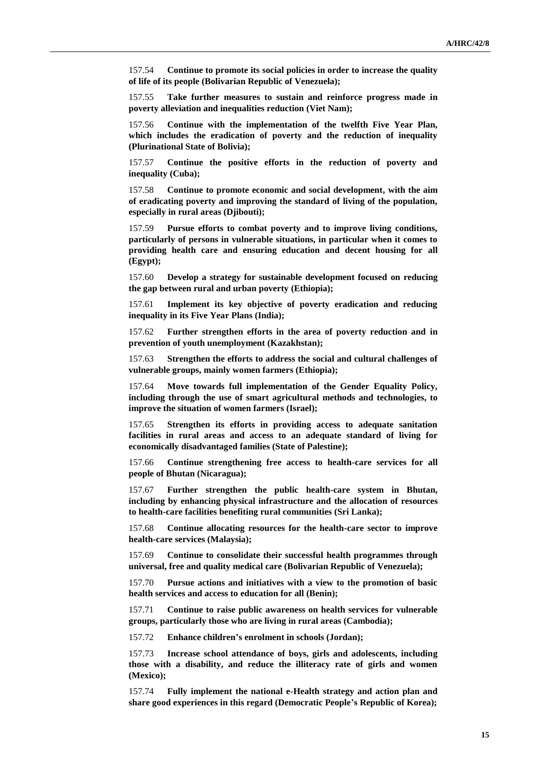157.54 **Continue to promote its social policies in order to increase the quality of life of its people (Bolivarian Republic of Venezuela);**

157.55 **Take further measures to sustain and reinforce progress made in poverty alleviation and inequalities reduction (Viet Nam);**

157.56 **Continue with the implementation of the twelfth Five Year Plan, which includes the eradication of poverty and the reduction of inequality (Plurinational State of Bolivia);**

157.57 **Continue the positive efforts in the reduction of poverty and inequality (Cuba);**

157.58 **Continue to promote economic and social development, with the aim of eradicating poverty and improving the standard of living of the population, especially in rural areas (Djibouti);**

157.59 **Pursue efforts to combat poverty and to improve living conditions, particularly of persons in vulnerable situations, in particular when it comes to providing health care and ensuring education and decent housing for all (Egypt);**

157.60 **Develop a strategy for sustainable development focused on reducing the gap between rural and urban poverty (Ethiopia);**

157.61 **Implement its key objective of poverty eradication and reducing inequality in its Five Year Plans (India);**

157.62 **Further strengthen efforts in the area of poverty reduction and in prevention of youth unemployment (Kazakhstan);**

157.63 **Strengthen the efforts to address the social and cultural challenges of vulnerable groups, mainly women farmers (Ethiopia);**

157.64 **Move towards full implementation of the Gender Equality Policy, including through the use of smart agricultural methods and technologies, to improve the situation of women farmers (Israel);**

157.65 **Strengthen its efforts in providing access to adequate sanitation facilities in rural areas and access to an adequate standard of living for economically disadvantaged families (State of Palestine);**

157.66 **Continue strengthening free access to health-care services for all people of Bhutan (Nicaragua);**

157.67 **Further strengthen the public health-care system in Bhutan, including by enhancing physical infrastructure and the allocation of resources to health-care facilities benefiting rural communities (Sri Lanka);**

157.68 **Continue allocating resources for the health-care sector to improve health-care services (Malaysia);**

157.69 **Continue to consolidate their successful health programmes through universal, free and quality medical care (Bolivarian Republic of Venezuela);**

157.70 **Pursue actions and initiatives with a view to the promotion of basic health services and access to education for all (Benin);**

157.71 **Continue to raise public awareness on health services for vulnerable groups, particularly those who are living in rural areas (Cambodia);**

157.72 **Enhance children's enrolment in schools (Jordan);**

157.73 **Increase school attendance of boys, girls and adolescents, including those with a disability, and reduce the illiteracy rate of girls and women (Mexico);**

157.74 **Fully implement the national e-Health strategy and action plan and share good experiences in this regard (Democratic People's Republic of Korea);**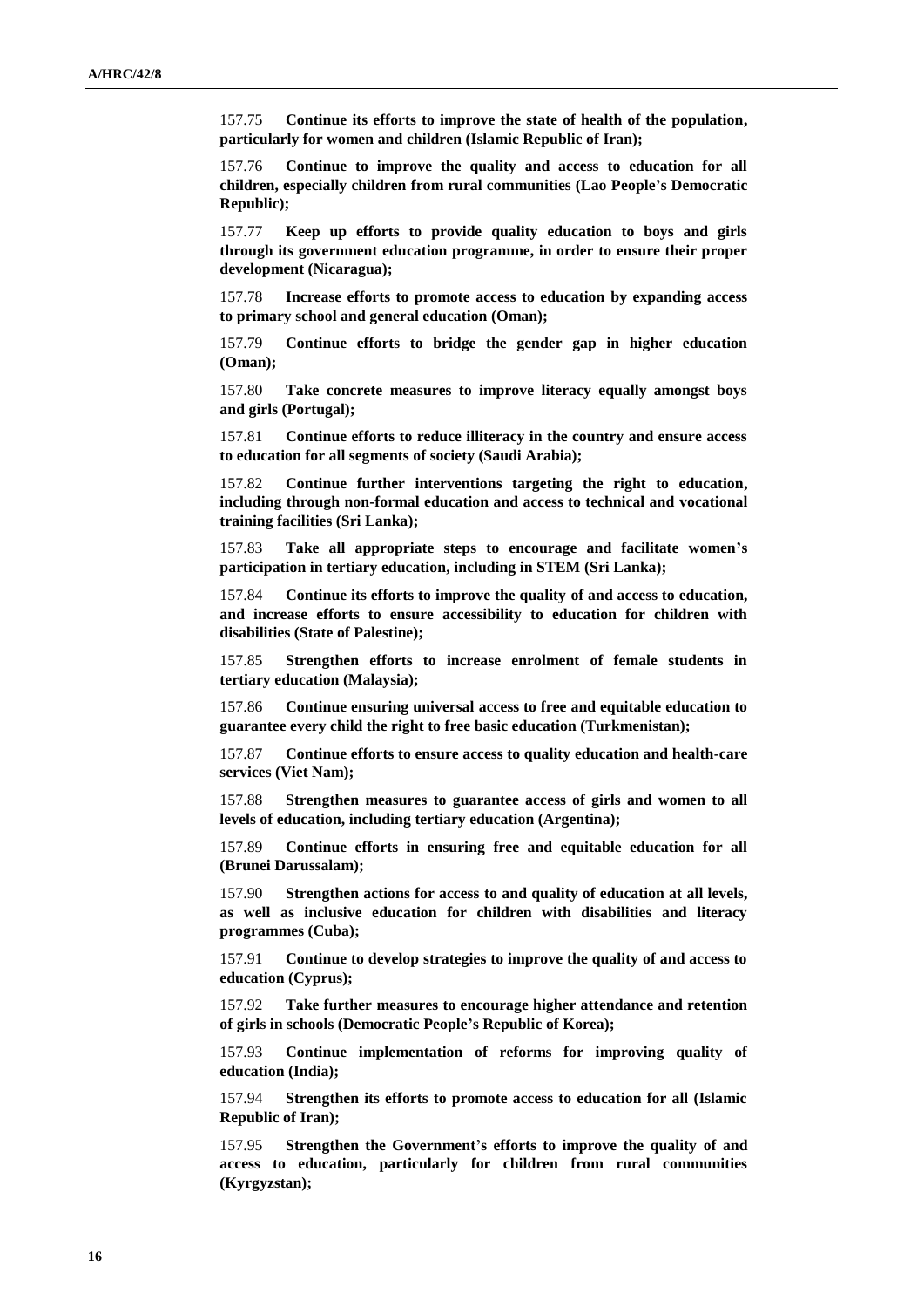157.75 **Continue its efforts to improve the state of health of the population, particularly for women and children (Islamic Republic of Iran);**

157.76 **Continue to improve the quality and access to education for all children, especially children from rural communities (Lao People's Democratic Republic);**

157.77 **Keep up efforts to provide quality education to boys and girls through its government education programme, in order to ensure their proper development (Nicaragua);**

157.78 **Increase efforts to promote access to education by expanding access to primary school and general education (Oman);**

157.79 **Continue efforts to bridge the gender gap in higher education (Oman);**

157.80 **Take concrete measures to improve literacy equally amongst boys and girls (Portugal);**

157.81 **Continue efforts to reduce illiteracy in the country and ensure access to education for all segments of society (Saudi Arabia);**

157.82 **Continue further interventions targeting the right to education, including through non-formal education and access to technical and vocational training facilities (Sri Lanka);**

157.83 **Take all appropriate steps to encourage and facilitate women's participation in tertiary education, including in STEM (Sri Lanka);**

157.84 **Continue its efforts to improve the quality of and access to education, and increase efforts to ensure accessibility to education for children with disabilities (State of Palestine);**

157.85 **Strengthen efforts to increase enrolment of female students in tertiary education (Malaysia);**

157.86 **Continue ensuring universal access to free and equitable education to guarantee every child the right to free basic education (Turkmenistan);**

157.87 **Continue efforts to ensure access to quality education and health-care services (Viet Nam);**

157.88 **Strengthen measures to guarantee access of girls and women to all levels of education, including tertiary education (Argentina);**

157.89 **Continue efforts in ensuring free and equitable education for all (Brunei Darussalam);**

157.90 **Strengthen actions for access to and quality of education at all levels, as well as inclusive education for children with disabilities and literacy programmes (Cuba);**

157.91 **Continue to develop strategies to improve the quality of and access to education (Cyprus);**

157.92 **Take further measures to encourage higher attendance and retention of girls in schools (Democratic People's Republic of Korea);**

157.93 **Continue implementation of reforms for improving quality of education (India);**

157.94 **Strengthen its efforts to promote access to education for all (Islamic Republic of Iran);**

157.95 **Strengthen the Government's efforts to improve the quality of and access to education, particularly for children from rural communities (Kyrgyzstan);**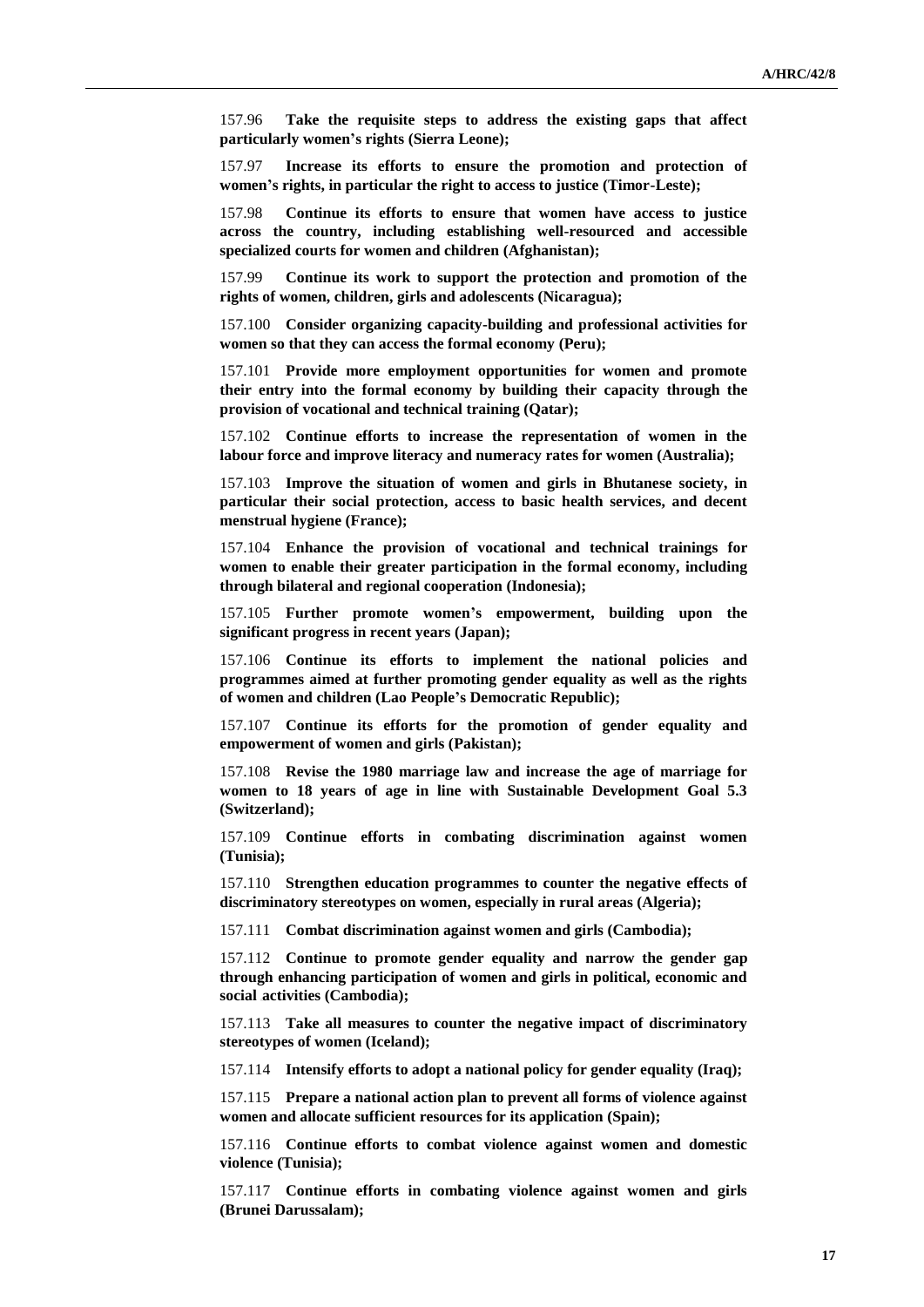157.96 **Take the requisite steps to address the existing gaps that affect particularly women's rights (Sierra Leone);**

157.97 **Increase its efforts to ensure the promotion and protection of women's rights, in particular the right to access to justice (Timor-Leste);**

157.98 **Continue its efforts to ensure that women have access to justice across the country, including establishing well-resourced and accessible specialized courts for women and children (Afghanistan);**

157.99 **Continue its work to support the protection and promotion of the rights of women, children, girls and adolescents (Nicaragua);**

157.100 **Consider organizing capacity-building and professional activities for women so that they can access the formal economy (Peru);**

157.101 **Provide more employment opportunities for women and promote their entry into the formal economy by building their capacity through the provision of vocational and technical training (Qatar);**

157.102 **Continue efforts to increase the representation of women in the labour force and improve literacy and numeracy rates for women (Australia);**

157.103 **Improve the situation of women and girls in Bhutanese society, in particular their social protection, access to basic health services, and decent menstrual hygiene (France);**

157.104 **Enhance the provision of vocational and technical trainings for women to enable their greater participation in the formal economy, including through bilateral and regional cooperation (Indonesia);**

157.105 **Further promote women's empowerment, building upon the significant progress in recent years (Japan);**

157.106 **Continue its efforts to implement the national policies and programmes aimed at further promoting gender equality as well as the rights of women and children (Lao People's Democratic Republic);**

157.107 **Continue its efforts for the promotion of gender equality and empowerment of women and girls (Pakistan);**

157.108 **Revise the 1980 marriage law and increase the age of marriage for women to 18 years of age in line with Sustainable Development Goal 5.3 (Switzerland);**

157.109 **Continue efforts in combating discrimination against women (Tunisia);**

157.110 **Strengthen education programmes to counter the negative effects of discriminatory stereotypes on women, especially in rural areas (Algeria);**

157.111 **Combat discrimination against women and girls (Cambodia);**

157.112 **Continue to promote gender equality and narrow the gender gap through enhancing participation of women and girls in political, economic and social activities (Cambodia);**

157.113 **Take all measures to counter the negative impact of discriminatory stereotypes of women (Iceland);**

157.114 **Intensify efforts to adopt a national policy for gender equality (Iraq);**

157.115 **Prepare a national action plan to prevent all forms of violence against women and allocate sufficient resources for its application (Spain);**

157.116 **Continue efforts to combat violence against women and domestic violence (Tunisia);**

157.117 **Continue efforts in combating violence against women and girls (Brunei Darussalam);**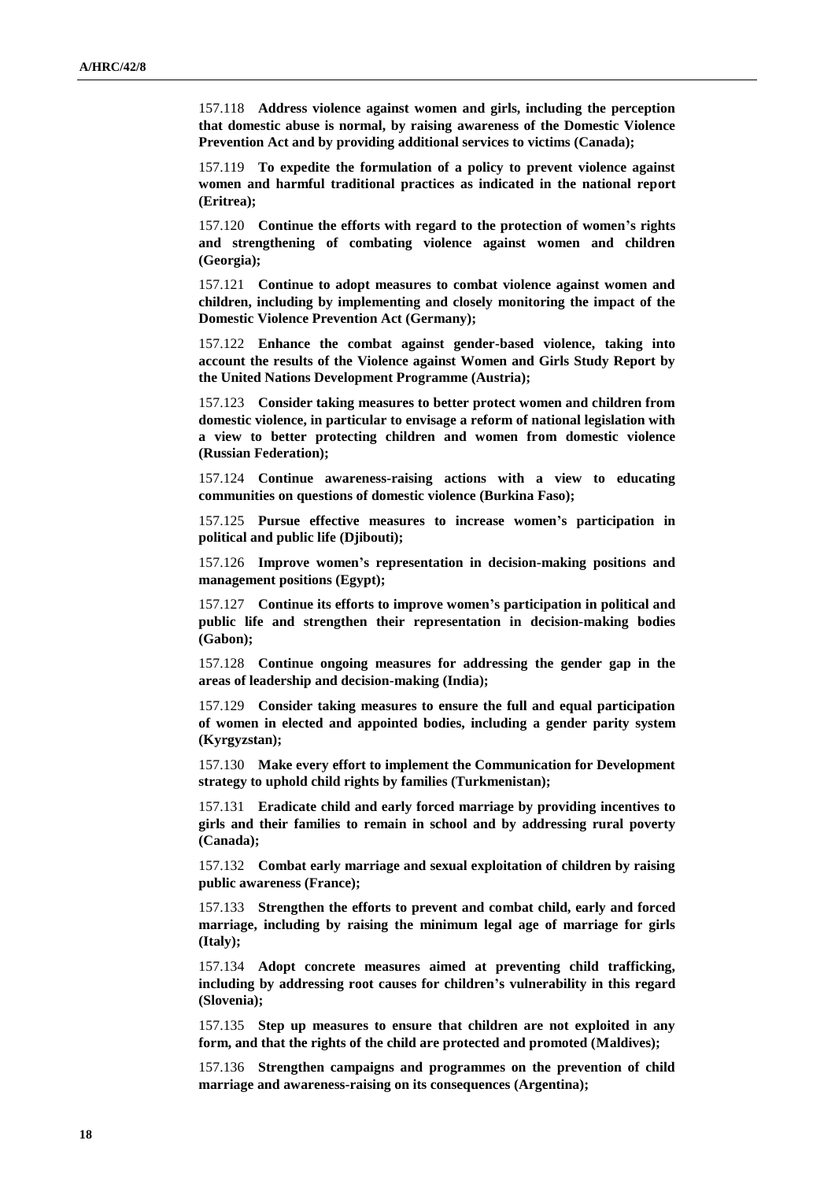157.118 **Address violence against women and girls, including the perception that domestic abuse is normal, by raising awareness of the Domestic Violence Prevention Act and by providing additional services to victims (Canada);**

157.119 **To expedite the formulation of a policy to prevent violence against women and harmful traditional practices as indicated in the national report (Eritrea);**

157.120 **Continue the efforts with regard to the protection of women's rights and strengthening of combating violence against women and children (Georgia);**

157.121 **Continue to adopt measures to combat violence against women and children, including by implementing and closely monitoring the impact of the Domestic Violence Prevention Act (Germany);**

157.122 **Enhance the combat against gender-based violence, taking into account the results of the Violence against Women and Girls Study Report by the United Nations Development Programme (Austria);**

157.123 **Consider taking measures to better protect women and children from domestic violence, in particular to envisage a reform of national legislation with a view to better protecting children and women from domestic violence (Russian Federation);**

157.124 **Continue awareness-raising actions with a view to educating communities on questions of domestic violence (Burkina Faso);**

157.125 **Pursue effective measures to increase women's participation in political and public life (Djibouti);**

157.126 **Improve women's representation in decision-making positions and management positions (Egypt);**

157.127 **Continue its efforts to improve women's participation in political and public life and strengthen their representation in decision-making bodies (Gabon);**

157.128 **Continue ongoing measures for addressing the gender gap in the areas of leadership and decision-making (India);**

157.129 **Consider taking measures to ensure the full and equal participation of women in elected and appointed bodies, including a gender parity system (Kyrgyzstan);**

157.130 **Make every effort to implement the Communication for Development strategy to uphold child rights by families (Turkmenistan);**

157.131 **Eradicate child and early forced marriage by providing incentives to girls and their families to remain in school and by addressing rural poverty (Canada);**

157.132 **Combat early marriage and sexual exploitation of children by raising public awareness (France);**

157.133 **Strengthen the efforts to prevent and combat child, early and forced marriage, including by raising the minimum legal age of marriage for girls (Italy);**

157.134 **Adopt concrete measures aimed at preventing child trafficking, including by addressing root causes for children's vulnerability in this regard (Slovenia);**

157.135 **Step up measures to ensure that children are not exploited in any form, and that the rights of the child are protected and promoted (Maldives);**

157.136 **Strengthen campaigns and programmes on the prevention of child marriage and awareness-raising on its consequences (Argentina);**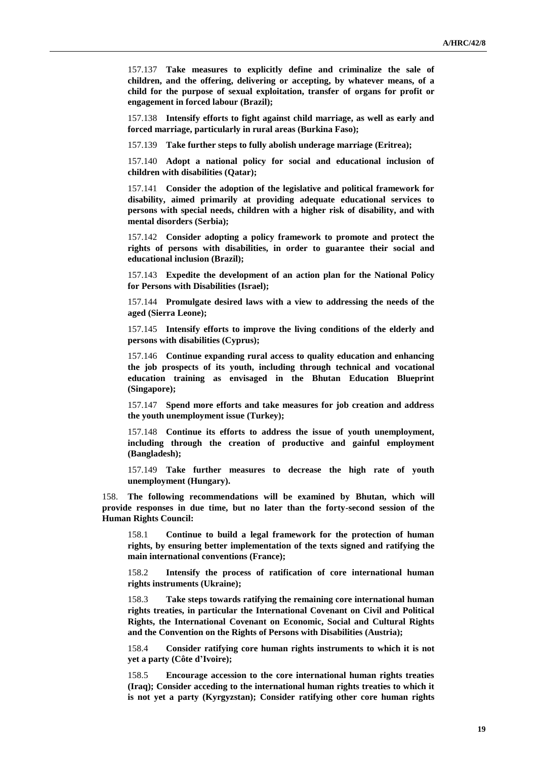157.137 **Take measures to explicitly define and criminalize the sale of children, and the offering, delivering or accepting, by whatever means, of a child for the purpose of sexual exploitation, transfer of organs for profit or engagement in forced labour (Brazil);**

157.138 **Intensify efforts to fight against child marriage, as well as early and forced marriage, particularly in rural areas (Burkina Faso);**

157.139 **Take further steps to fully abolish underage marriage (Eritrea);**

157.140 **Adopt a national policy for social and educational inclusion of children with disabilities (Qatar);**

157.141 **Consider the adoption of the legislative and political framework for disability, aimed primarily at providing adequate educational services to persons with special needs, children with a higher risk of disability, and with mental disorders (Serbia);**

157.142 **Consider adopting a policy framework to promote and protect the rights of persons with disabilities, in order to guarantee their social and educational inclusion (Brazil);**

157.143 **Expedite the development of an action plan for the National Policy for Persons with Disabilities (Israel);**

157.144 **Promulgate desired laws with a view to addressing the needs of the aged (Sierra Leone);**

157.145 **Intensify efforts to improve the living conditions of the elderly and persons with disabilities (Cyprus);**

157.146 **Continue expanding rural access to quality education and enhancing the job prospects of its youth, including through technical and vocational education training as envisaged in the Bhutan Education Blueprint (Singapore);**

157.147 **Spend more efforts and take measures for job creation and address the youth unemployment issue (Turkey);**

157.148 **Continue its efforts to address the issue of youth unemployment, including through the creation of productive and gainful employment (Bangladesh);**

157.149 **Take further measures to decrease the high rate of youth unemployment (Hungary).**

158. **The following recommendations will be examined by Bhutan, which will provide responses in due time, but no later than the forty-second session of the Human Rights Council:**

158.1 **Continue to build a legal framework for the protection of human rights, by ensuring better implementation of the texts signed and ratifying the main international conventions (France);**

158.2 **Intensify the process of ratification of core international human rights instruments (Ukraine);**

158.3 **Take steps towards ratifying the remaining core international human rights treaties, in particular the International Covenant on Civil and Political Rights, the International Covenant on Economic, Social and Cultural Rights and the Convention on the Rights of Persons with Disabilities (Austria);**

158.4 **Consider ratifying core human rights instruments to which it is not yet a party (Côte d'Ivoire);**

158.5 **Encourage accession to the core international human rights treaties (Iraq); Consider acceding to the international human rights treaties to which it is not yet a party (Kyrgyzstan); Consider ratifying other core human rights**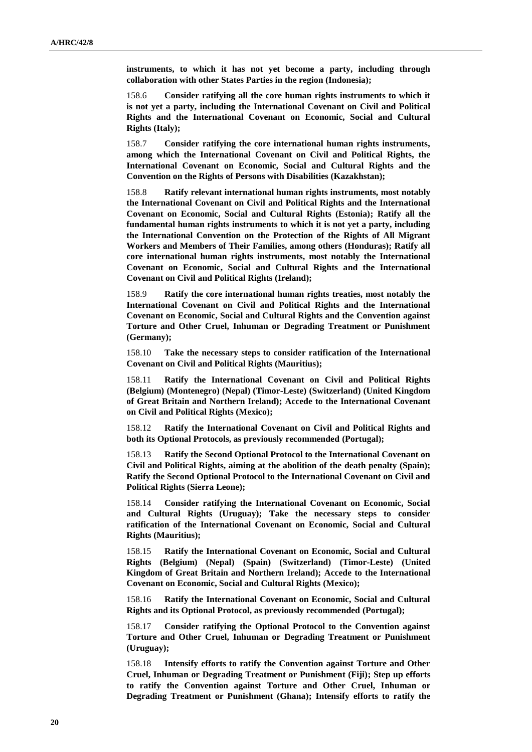**instruments, to which it has not yet become a party, including through collaboration with other States Parties in the region (Indonesia);**

158.6 **Consider ratifying all the core human rights instruments to which it is not yet a party, including the International Covenant on Civil and Political Rights and the International Covenant on Economic, Social and Cultural Rights (Italy);**

158.7 **Consider ratifying the core international human rights instruments, among which the International Covenant on Civil and Political Rights, the International Covenant on Economic, Social and Cultural Rights and the Convention on the Rights of Persons with Disabilities (Kazakhstan);**

158.8 **Ratify relevant international human rights instruments, most notably the International Covenant on Civil and Political Rights and the International Covenant on Economic, Social and Cultural Rights (Estonia); Ratify all the fundamental human rights instruments to which it is not yet a party, including the International Convention on the Protection of the Rights of All Migrant Workers and Members of Their Families, among others (Honduras); Ratify all core international human rights instruments, most notably the International Covenant on Economic, Social and Cultural Rights and the International Covenant on Civil and Political Rights (Ireland);**

158.9 **Ratify the core international human rights treaties, most notably the International Covenant on Civil and Political Rights and the International Covenant on Economic, Social and Cultural Rights and the Convention against Torture and Other Cruel, Inhuman or Degrading Treatment or Punishment (Germany);**

158.10 **Take the necessary steps to consider ratification of the International Covenant on Civil and Political Rights (Mauritius);**

158.11 **Ratify the International Covenant on Civil and Political Rights (Belgium) (Montenegro) (Nepal) (Timor-Leste) (Switzerland) (United Kingdom of Great Britain and Northern Ireland); Accede to the International Covenant on Civil and Political Rights (Mexico);**

158.12 **Ratify the International Covenant on Civil and Political Rights and both its Optional Protocols, as previously recommended (Portugal);**

158.13 **Ratify the Second Optional Protocol to the International Covenant on Civil and Political Rights, aiming at the abolition of the death penalty (Spain); Ratify the Second Optional Protocol to the International Covenant on Civil and Political Rights (Sierra Leone);**

158.14 **Consider ratifying the International Covenant on Economic, Social and Cultural Rights (Uruguay); Take the necessary steps to consider ratification of the International Covenant on Economic, Social and Cultural Rights (Mauritius);**

158.15 **Ratify the International Covenant on Economic, Social and Cultural Rights (Belgium) (Nepal) (Spain) (Switzerland) (Timor-Leste) (United Kingdom of Great Britain and Northern Ireland); Accede to the International Covenant on Economic, Social and Cultural Rights (Mexico);**

158.16 **Ratify the International Covenant on Economic, Social and Cultural Rights and its Optional Protocol, as previously recommended (Portugal);**

158.17 **Consider ratifying the Optional Protocol to the Convention against Torture and Other Cruel, Inhuman or Degrading Treatment or Punishment (Uruguay);**

158.18 **Intensify efforts to ratify the Convention against Torture and Other Cruel, Inhuman or Degrading Treatment or Punishment (Fiji); Step up efforts to ratify the Convention against Torture and Other Cruel, Inhuman or Degrading Treatment or Punishment (Ghana); Intensify efforts to ratify the**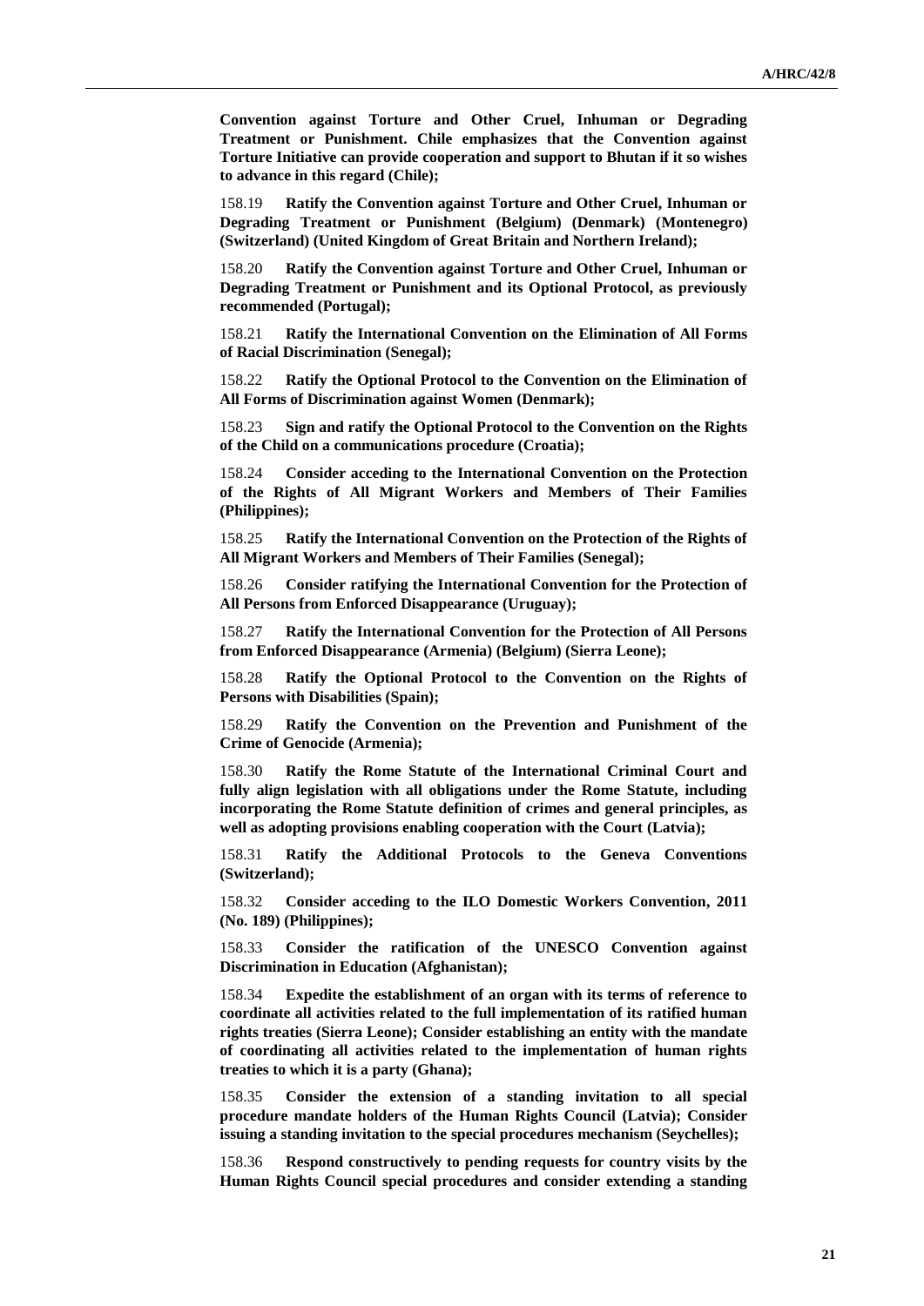**Convention against Torture and Other Cruel, Inhuman or Degrading Treatment or Punishment. Chile emphasizes that the Convention against Torture Initiative can provide cooperation and support to Bhutan if it so wishes to advance in this regard (Chile);**

158.19 **Ratify the Convention against Torture and Other Cruel, Inhuman or Degrading Treatment or Punishment (Belgium) (Denmark) (Montenegro) (Switzerland) (United Kingdom of Great Britain and Northern Ireland);**

158.20 **Ratify the Convention against Torture and Other Cruel, Inhuman or Degrading Treatment or Punishment and its Optional Protocol, as previously recommended (Portugal);**

158.21 **Ratify the International Convention on the Elimination of All Forms of Racial Discrimination (Senegal);**

158.22 **Ratify the Optional Protocol to the Convention on the Elimination of All Forms of Discrimination against Women (Denmark);**

158.23 **Sign and ratify the Optional Protocol to the Convention on the Rights of the Child on a communications procedure (Croatia);**

158.24 **Consider acceding to the International Convention on the Protection of the Rights of All Migrant Workers and Members of Their Families (Philippines);**

158.25 **Ratify the International Convention on the Protection of the Rights of All Migrant Workers and Members of Their Families (Senegal);**

158.26 **Consider ratifying the International Convention for the Protection of All Persons from Enforced Disappearance (Uruguay);**

158.27 **Ratify the International Convention for the Protection of All Persons from Enforced Disappearance (Armenia) (Belgium) (Sierra Leone);**

158.28 **Ratify the Optional Protocol to the Convention on the Rights of Persons with Disabilities (Spain);**

158.29 **Ratify the Convention on the Prevention and Punishment of the Crime of Genocide (Armenia);**

158.30 **Ratify the Rome Statute of the International Criminal Court and fully align legislation with all obligations under the Rome Statute, including incorporating the Rome Statute definition of crimes and general principles, as well as adopting provisions enabling cooperation with the Court (Latvia);**

158.31 **Ratify the Additional Protocols to the Geneva Conventions (Switzerland);**

158.32 **Consider acceding to the ILO Domestic Workers Convention, 2011 (No. 189) (Philippines);**

158.33 **Consider the ratification of the UNESCO Convention against Discrimination in Education (Afghanistan);**

158.34 **Expedite the establishment of an organ with its terms of reference to coordinate all activities related to the full implementation of its ratified human rights treaties (Sierra Leone); Consider establishing an entity with the mandate of coordinating all activities related to the implementation of human rights treaties to which it is a party (Ghana);**

158.35 **Consider the extension of a standing invitation to all special procedure mandate holders of the Human Rights Council (Latvia); Consider issuing a standing invitation to the special procedures mechanism (Seychelles);**

158.36 **Respond constructively to pending requests for country visits by the Human Rights Council special procedures and consider extending a standing**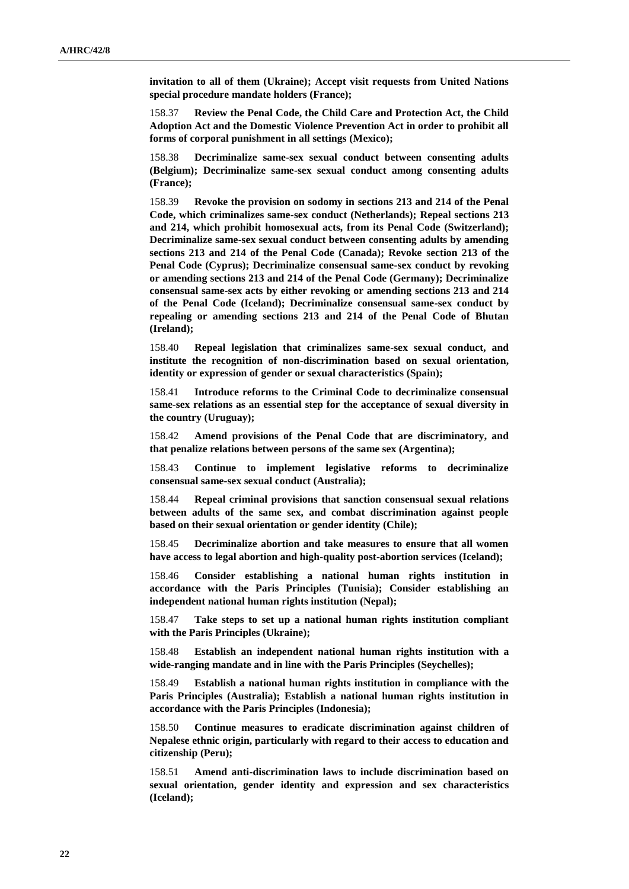**invitation to all of them (Ukraine); Accept visit requests from United Nations special procedure mandate holders (France);**

158.37 **Review the Penal Code, the Child Care and Protection Act, the Child Adoption Act and the Domestic Violence Prevention Act in order to prohibit all forms of corporal punishment in all settings (Mexico);**

158.38 **Decriminalize same-sex sexual conduct between consenting adults (Belgium); Decriminalize same-sex sexual conduct among consenting adults (France);**

158.39 **Revoke the provision on sodomy in sections 213 and 214 of the Penal Code, which criminalizes same-sex conduct (Netherlands); Repeal sections 213 and 214, which prohibit homosexual acts, from its Penal Code (Switzerland); Decriminalize same-sex sexual conduct between consenting adults by amending sections 213 and 214 of the Penal Code (Canada); Revoke section 213 of the Penal Code (Cyprus); Decriminalize consensual same-sex conduct by revoking or amending sections 213 and 214 of the Penal Code (Germany); Decriminalize consensual same-sex acts by either revoking or amending sections 213 and 214 of the Penal Code (Iceland); Decriminalize consensual same-sex conduct by repealing or amending sections 213 and 214 of the Penal Code of Bhutan (Ireland);**

158.40 **Repeal legislation that criminalizes same-sex sexual conduct, and institute the recognition of non-discrimination based on sexual orientation, identity or expression of gender or sexual characteristics (Spain);**

158.41 **Introduce reforms to the Criminal Code to decriminalize consensual same-sex relations as an essential step for the acceptance of sexual diversity in the country (Uruguay);**

158.42 **Amend provisions of the Penal Code that are discriminatory, and that penalize relations between persons of the same sex (Argentina);**

158.43 **Continue to implement legislative reforms to decriminalize consensual same-sex sexual conduct (Australia);**

158.44 **Repeal criminal provisions that sanction consensual sexual relations between adults of the same sex, and combat discrimination against people based on their sexual orientation or gender identity (Chile);**

158.45 **Decriminalize abortion and take measures to ensure that all women have access to legal abortion and high-quality post-abortion services (Iceland);**

158.46 **Consider establishing a national human rights institution in accordance with the Paris Principles (Tunisia); Consider establishing an independent national human rights institution (Nepal);**

158.47 **Take steps to set up a national human rights institution compliant with the Paris Principles (Ukraine);**

158.48 **Establish an independent national human rights institution with a wide-ranging mandate and in line with the Paris Principles (Seychelles);**

158.49 **Establish a national human rights institution in compliance with the Paris Principles (Australia); Establish a national human rights institution in accordance with the Paris Principles (Indonesia);**

158.50 **Continue measures to eradicate discrimination against children of Nepalese ethnic origin, particularly with regard to their access to education and citizenship (Peru);**

158.51 **Amend anti-discrimination laws to include discrimination based on sexual orientation, gender identity and expression and sex characteristics (Iceland);**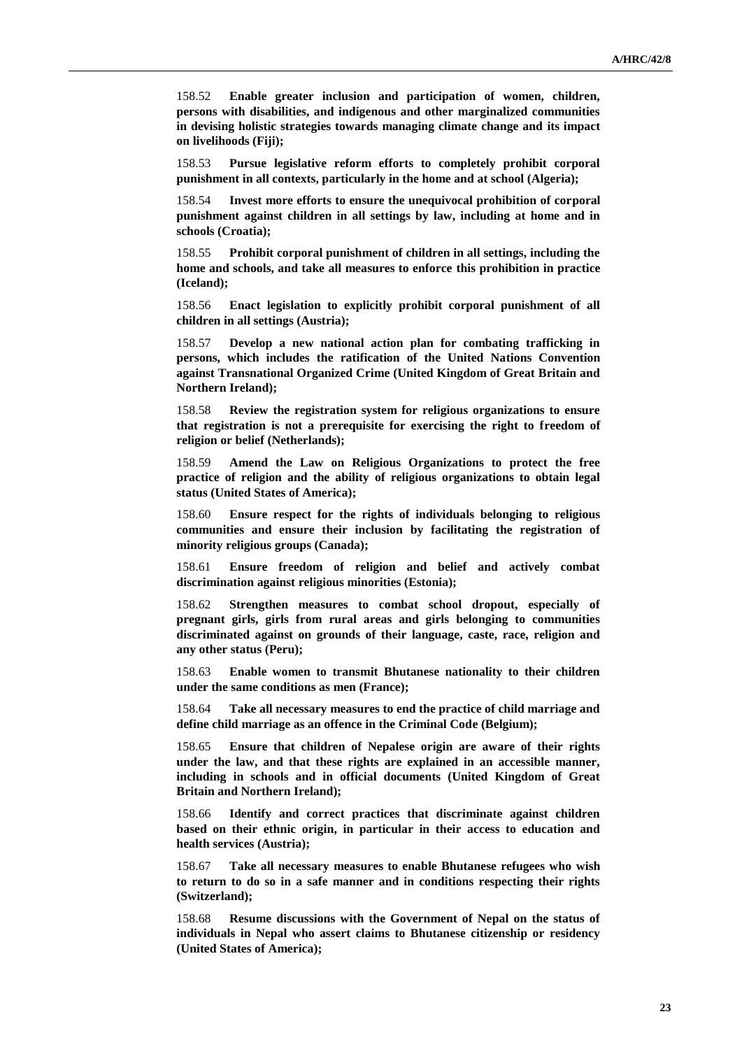158.52 **Enable greater inclusion and participation of women, children, persons with disabilities, and indigenous and other marginalized communities in devising holistic strategies towards managing climate change and its impact on livelihoods (Fiji);**

158.53 **Pursue legislative reform efforts to completely prohibit corporal punishment in all contexts, particularly in the home and at school (Algeria);**

158.54 **Invest more efforts to ensure the unequivocal prohibition of corporal punishment against children in all settings by law, including at home and in schools (Croatia);**

158.55 **Prohibit corporal punishment of children in all settings, including the home and schools, and take all measures to enforce this prohibition in practice (Iceland);**

158.56 **Enact legislation to explicitly prohibit corporal punishment of all children in all settings (Austria);**

158.57 **Develop a new national action plan for combating trafficking in persons, which includes the ratification of the United Nations Convention against Transnational Organized Crime (United Kingdom of Great Britain and Northern Ireland);**

158.58 **Review the registration system for religious organizations to ensure that registration is not a prerequisite for exercising the right to freedom of religion or belief (Netherlands);**

158.59 **Amend the Law on Religious Organizations to protect the free practice of religion and the ability of religious organizations to obtain legal status (United States of America);**

158.60 **Ensure respect for the rights of individuals belonging to religious communities and ensure their inclusion by facilitating the registration of minority religious groups (Canada);**

158.61 **Ensure freedom of religion and belief and actively combat discrimination against religious minorities (Estonia);**

158.62 **Strengthen measures to combat school dropout, especially of pregnant girls, girls from rural areas and girls belonging to communities discriminated against on grounds of their language, caste, race, religion and any other status (Peru);**

158.63 **Enable women to transmit Bhutanese nationality to their children under the same conditions as men (France);**

158.64 **Take all necessary measures to end the practice of child marriage and define child marriage as an offence in the Criminal Code (Belgium);**

158.65 **Ensure that children of Nepalese origin are aware of their rights under the law, and that these rights are explained in an accessible manner, including in schools and in official documents (United Kingdom of Great Britain and Northern Ireland);**

158.66 **Identify and correct practices that discriminate against children based on their ethnic origin, in particular in their access to education and health services (Austria);**

158.67 **Take all necessary measures to enable Bhutanese refugees who wish to return to do so in a safe manner and in conditions respecting their rights (Switzerland);**

158.68 **Resume discussions with the Government of Nepal on the status of individuals in Nepal who assert claims to Bhutanese citizenship or residency (United States of America);**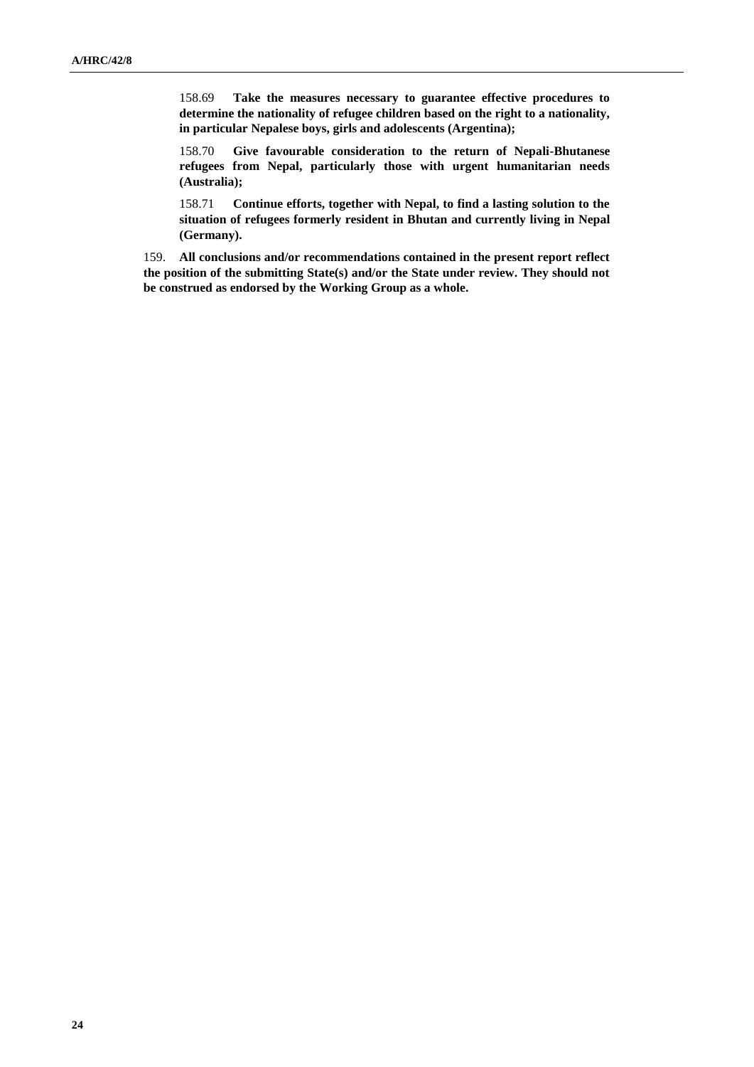158.69 **Take the measures necessary to guarantee effective procedures to determine the nationality of refugee children based on the right to a nationality, in particular Nepalese boys, girls and adolescents (Argentina);**

158.70 **Give favourable consideration to the return of Nepali-Bhutanese refugees from Nepal, particularly those with urgent humanitarian needs (Australia);**

158.71 **Continue efforts, together with Nepal, to find a lasting solution to the situation of refugees formerly resident in Bhutan and currently living in Nepal (Germany).**

159. **All conclusions and/or recommendations contained in the present report reflect the position of the submitting State(s) and/or the State under review. They should not be construed as endorsed by the Working Group as a whole.**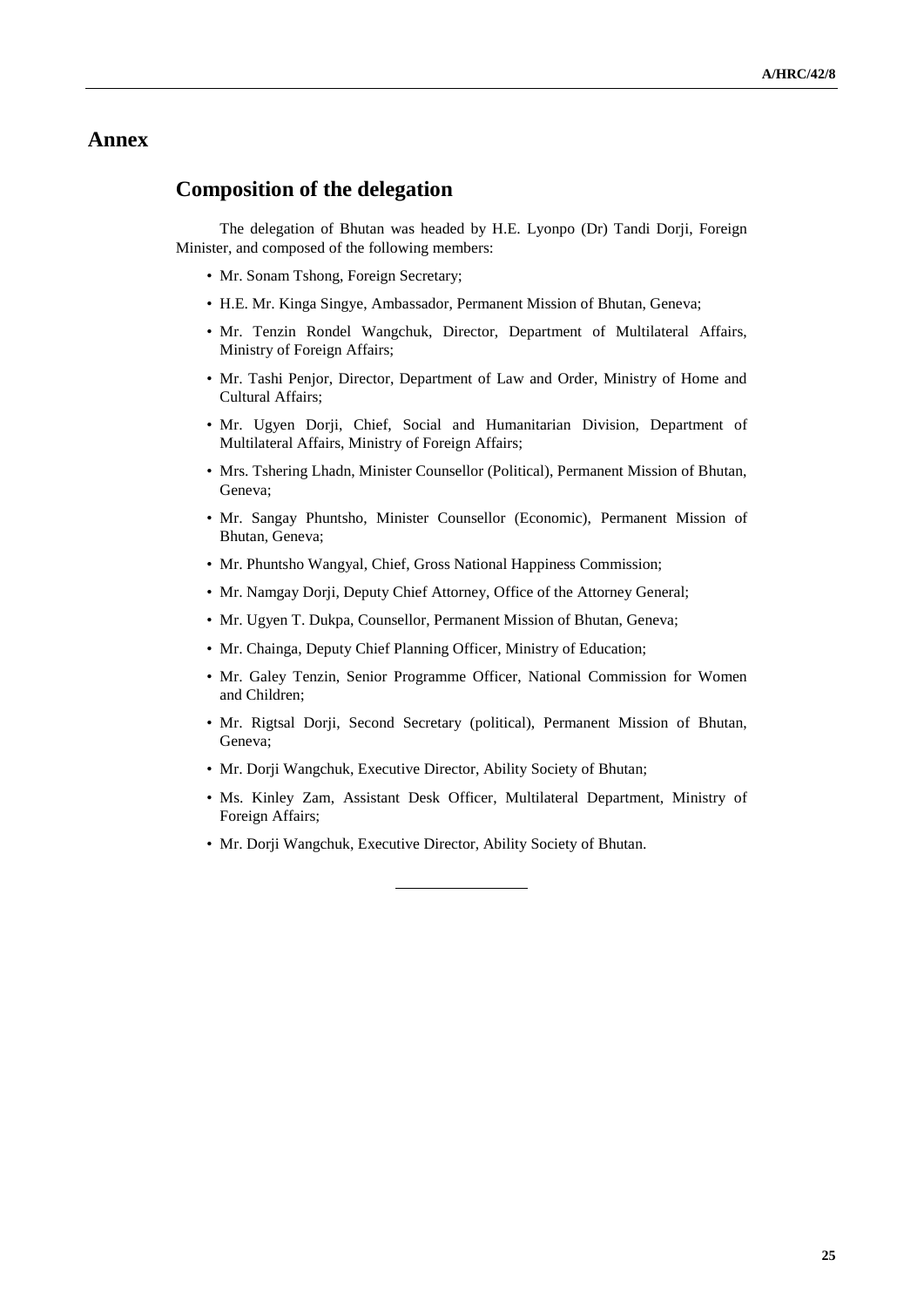# Annex

## Composition of the delegation

The delegation of Bhutan was headed by H.E. Lyonpo (Dr) Tandi Dorji, Foreign Minister, and composed of the following members:

- Mr. Sonam Tshong, Foreign Secretary;
- H.E. Mr. Kinga Singye, Ambassador, Permanent Mission of Bhutan, Geneva;
- Mr. Tenzin Rondel Wangchuk, Director, Department of Multilateral Affairs, Ministry of Foreign Affairs;
- Mr. Tashi Penjor, Director, Department of Law and Order, Ministry of Home and Cultural Affairs;
- Mr. Ugyen Dorji, Chief, Social and Humanitarian Division, Department of Multilateral Affairs, Ministry of Foreign Affairs;
- Mrs. Tshering Lhadn, Minister Counsellor (Political), Permanent Mission of Bhutan, Geneva;
- Mr. Sangay Phuntsho, Minister Counsellor (Economic), Permanent Mission of Bhutan, Geneva;
- Mr. Phuntsho Wangyal, Chief, Gross National Happiness Commission;
- Mr. Namgay Dorji, Deputy Chief Attorney, Office of the Attorney General;
- Mr. Ugyen T. Dukpa, Counsellor, Permanent Mission of Bhutan, Geneva;
- Mr. Chainga, Deputy Chief Planning Officer, Ministry of Education;
- Mr. Galey Tenzin, Senior Programme Officer, National Commission for Women and Children;
- Mr. Rigtsal Dorji, Second Secretary (political), Permanent Mission of Bhutan, Geneva;
- Mr. Dorji Wangchuk, Executive Director, Ability Society of Bhutan;
- Ms. Kinley Zam, Assistant Desk Officer, Multilateral Department, Ministry of Foreign Affairs;
- Mr. Dorji Wangchuk, Executive Director, Ability Society of Bhutan.